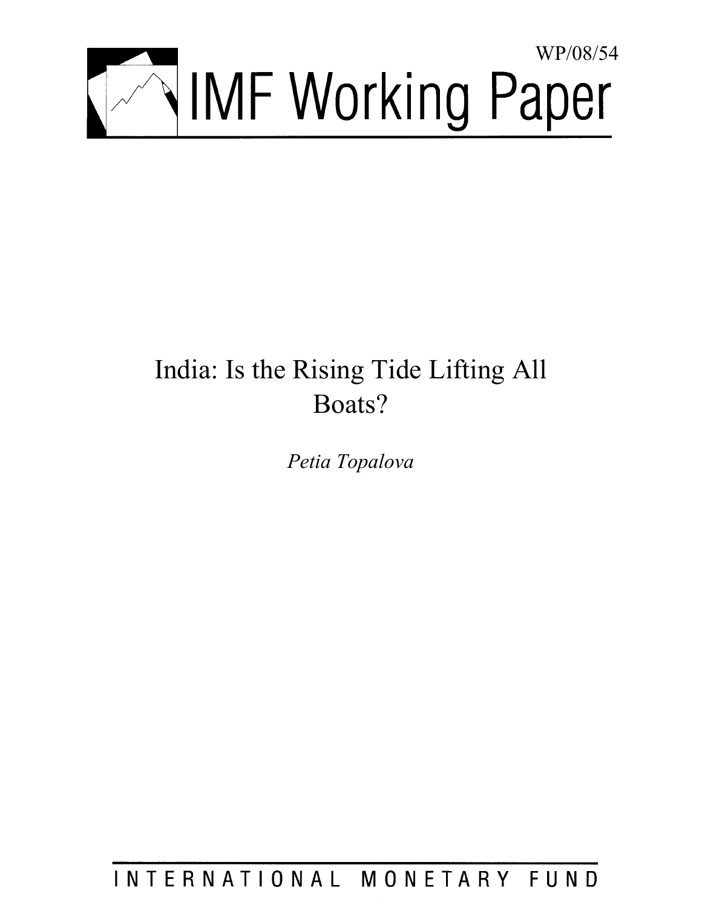WP/08/54

# IMF Working Paper

# India: Is the Rising Tide Lifting All Boats?

*Petia Topalova*

INTERNATIONAL MONETARY FUND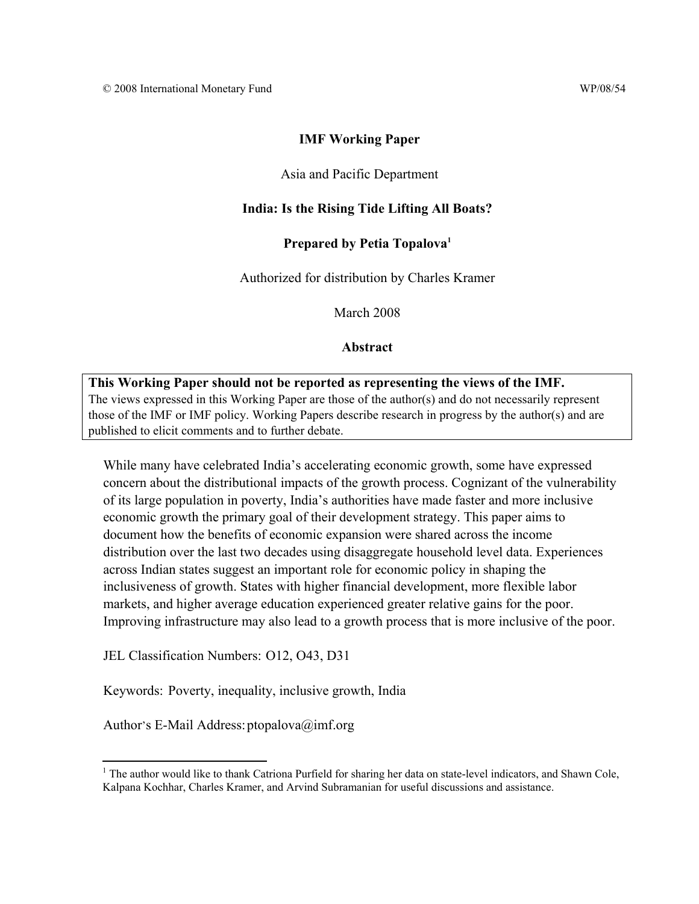© 2008 International Monetary Fund WP/08/54

# IMF Working Paper

Asia and Pacific Department

## India: Is the Rising Tide Lifting All Boats?

**Prepared by Petia Topalova[1]**

Authorized for distribution by Charles Kramer

March 2008

## Abstract

**This Working Paper should not be reported as representing the views of the IMF.**
The views expressed in this Working Paper are those of the author(s) and do not necessarily represent those of the IMF or IMF policy. Working Papers describe research in progress by the author(s) and are published to elicit comments and to further debate.

While many have celebrated India's accelerating economic growth, some have expressed concern about the distributional impacts of the growth process. Cognizant of the vulnerability of its large population in poverty, India's authorities have made faster and more inclusive economic growth the primary goal of their development strategy. This paper aims to document how the benefits of economic expansion were shared across the income distribution over the last two decades using disaggregate household level data. Experiences across Indian states suggest an important role for economic policy in shaping the inclusiveness of growth. States with higher financial development, more flexible labor markets, and higher average education experienced greater relative gains for the poor. Improving infrastructure may also lead to a growth process that is more inclusive of the poor.

JEL Classification Numbers: O12, O43, D31

Keywords: Poverty, inequality, inclusive growth, India

Author's E-Mail Address: ptopalova@imf.org

---

[1] The author would like to thank Catriona Purfield for sharing her data on state-level indicators, and Shawn Cole, Kalpana Kochhar, Charles Kramer, and Arvind Subramanian for useful discussions and assistance.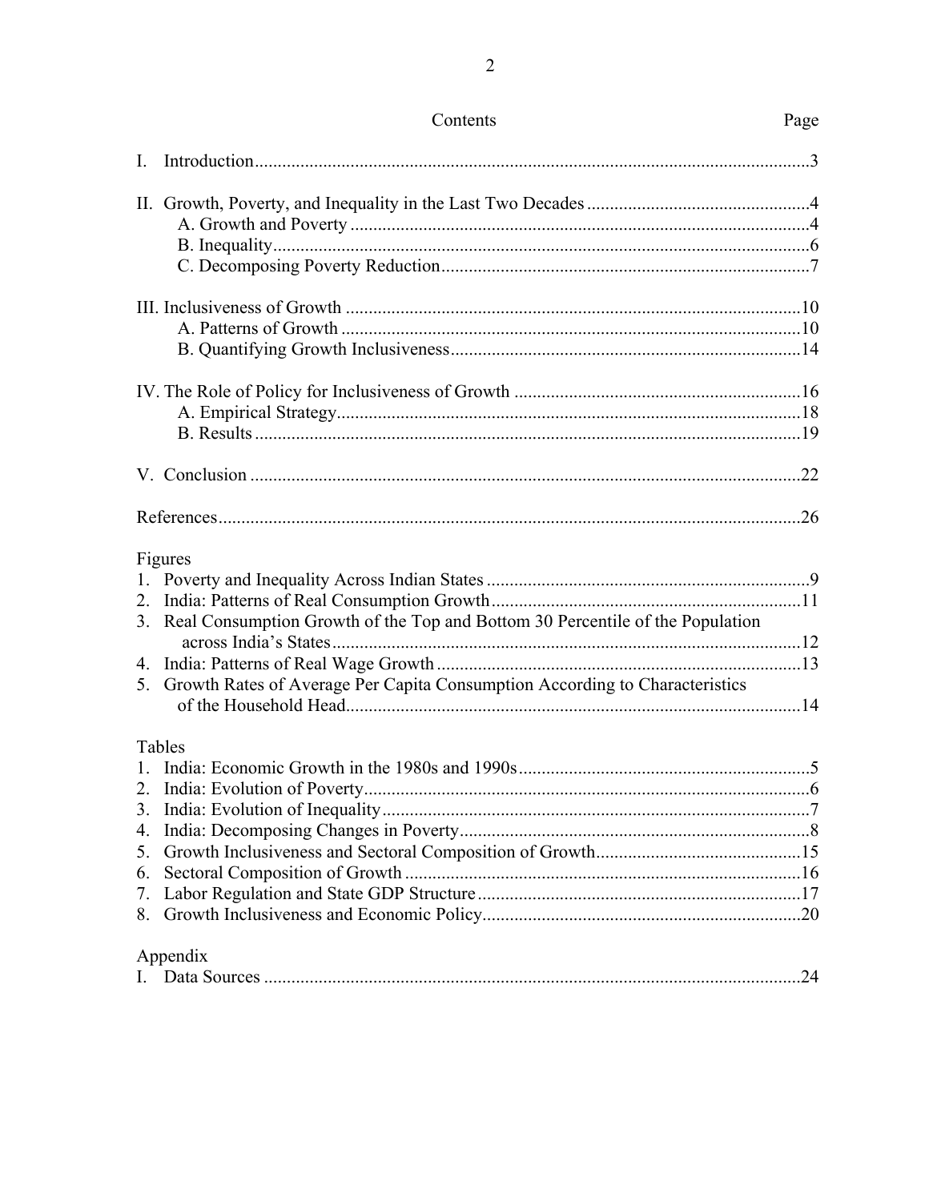Contents Page

I. Introduction ... 3

II. Growth, Poverty, and Inequality in the Last Two Decades ... 4
  A. Growth and Poverty ... 4
  B. Inequality ... 6
  C. Decomposing Poverty Reduction ... 7

III. Inclusiveness of Growth ... 10
  A. Patterns of Growth ... 10
  B. Quantifying Growth Inclusiveness ... 14

IV. The Role of Policy for Inclusiveness of Growth ... 16
  A. Empirical Strategy ... 18
  B. Results ... 19

V. Conclusion ... 22

References ... 26

Figures
1. Poverty and Inequality Across Indian States ... 9
2. India: Patterns of Real Consumption Growth ... 11
3. Real Consumption Growth of the Top and Bottom 30 Percentile of the Population across India's States ... 12
4. India: Patterns of Real Wage Growth ... 13
5. Growth Rates of Average Per Capita Consumption According to Characteristics of the Household Head ... 14

Tables
1. India: Economic Growth in the 1980s and 1990s ... 5
2. India: Evolution of Poverty ... 6
3. India: Evolution of Inequality ... 7
4. India: Decomposing Changes in Poverty ... 8
5. Growth Inclusiveness and Sectoral Composition of Growth ... 15
6. Sectoral Composition of Growth ... 16
7. Labor Regulation and State GDP Structure ... 17
8. Growth Inclusiveness and Economic Policy ... 20

Appendix
I. Data Sources ... 24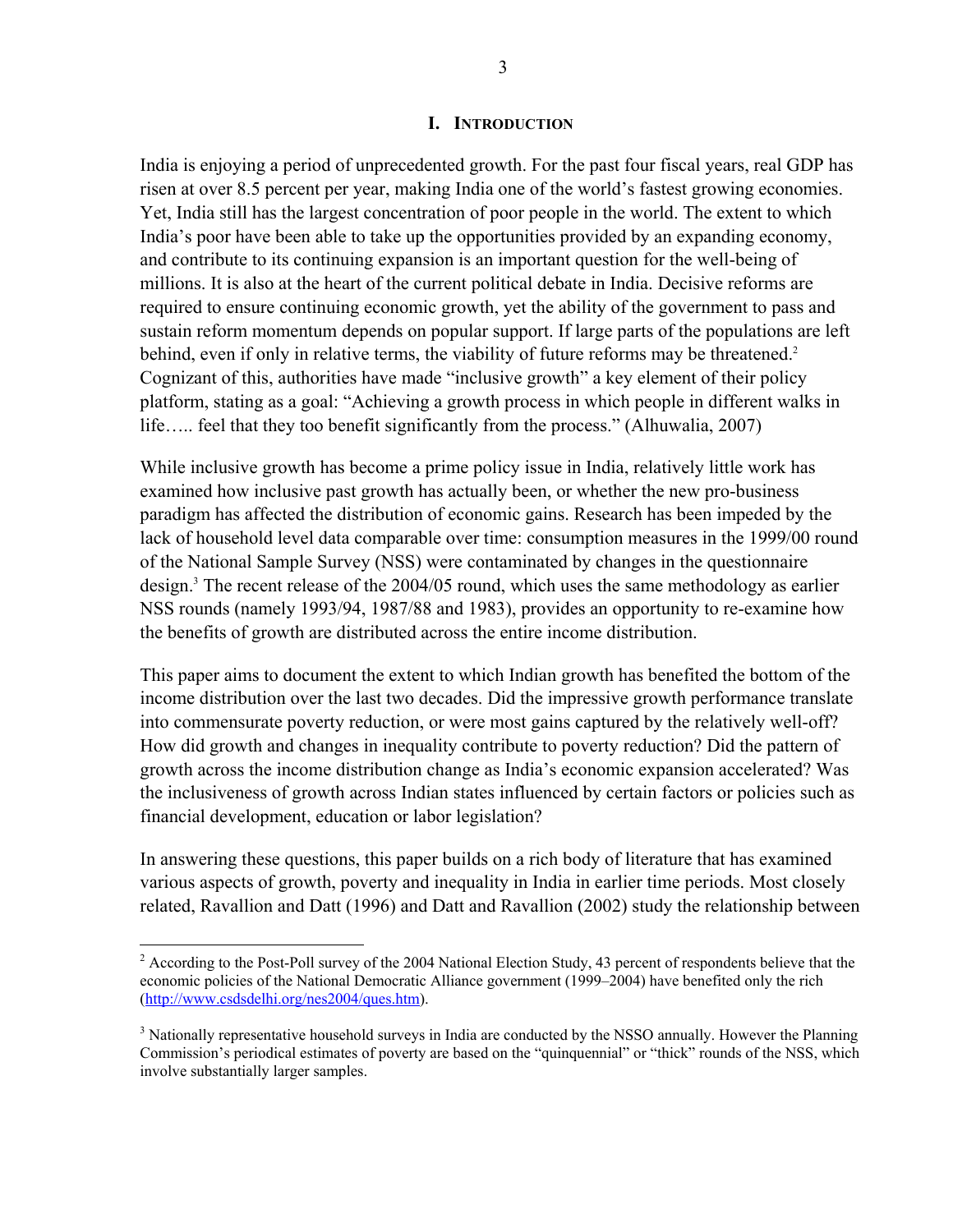# I. INTRODUCTION

India is enjoying a period of unprecedented growth. For the past four fiscal years, real GDP has risen at over 8.5 percent per year, making India one of the world's fastest growing economies. Yet, India still has the largest concentration of poor people in the world. The extent to which India's poor have been able to take up the opportunities provided by an expanding economy, and contribute to its continuing expansion is an important question for the well-being of millions. It is also at the heart of the current political debate in India. Decisive reforms are required to ensure continuing economic growth, yet the ability of the government to pass and sustain reform momentum depends on popular support. If large parts of the populations are left behind, even if only in relative terms, the viability of future reforms may be threatened.[2] Cognizant of this, authorities have made "inclusive growth" a key element of their policy platform, stating as a goal: "Achieving a growth process in which people in different walks in life….. feel that they too benefit significantly from the process." (Alhuwalia, 2007)

While inclusive growth has become a prime policy issue in India, relatively little work has examined how inclusive past growth has actually been, or whether the new pro-business paradigm has affected the distribution of economic gains. Research has been impeded by the lack of household level data comparable over time: consumption measures in the 1999/00 round of the National Sample Survey (NSS) were contaminated by changes in the questionnaire design.[3] The recent release of the 2004/05 round, which uses the same methodology as earlier NSS rounds (namely 1993/94, 1987/88 and 1983), provides an opportunity to re-examine how the benefits of growth are distributed across the entire income distribution.

This paper aims to document the extent to which Indian growth has benefited the bottom of the income distribution over the last two decades. Did the impressive growth performance translate into commensurate poverty reduction, or were most gains captured by the relatively well-off? How did growth and changes in inequality contribute to poverty reduction? Did the pattern of growth across the income distribution change as India's economic expansion accelerated? Was the inclusiveness of growth across Indian states influenced by certain factors or policies such as financial development, education or labor legislation?

In answering these questions, this paper builds on a rich body of literature that has examined various aspects of growth, poverty and inequality in India in earlier time periods. Most closely related, Ravallion and Datt (1996) and Datt and Ravallion (2002) study the relationship between

---

[2] According to the Post-Poll survey of the 2004 National Election Study, 43 percent of respondents believe that the economic policies of the National Democratic Alliance government (1999–2004) have benefited only the rich (http://www.csdsdelhi.org/nes2004/ques.htm).

[3] Nationally representative household surveys in India are conducted by the NSSO annually. However the Planning Commission's periodical estimates of poverty are based on the "quinquennial" or "thick" rounds of the NSS, which involve substantially larger samples.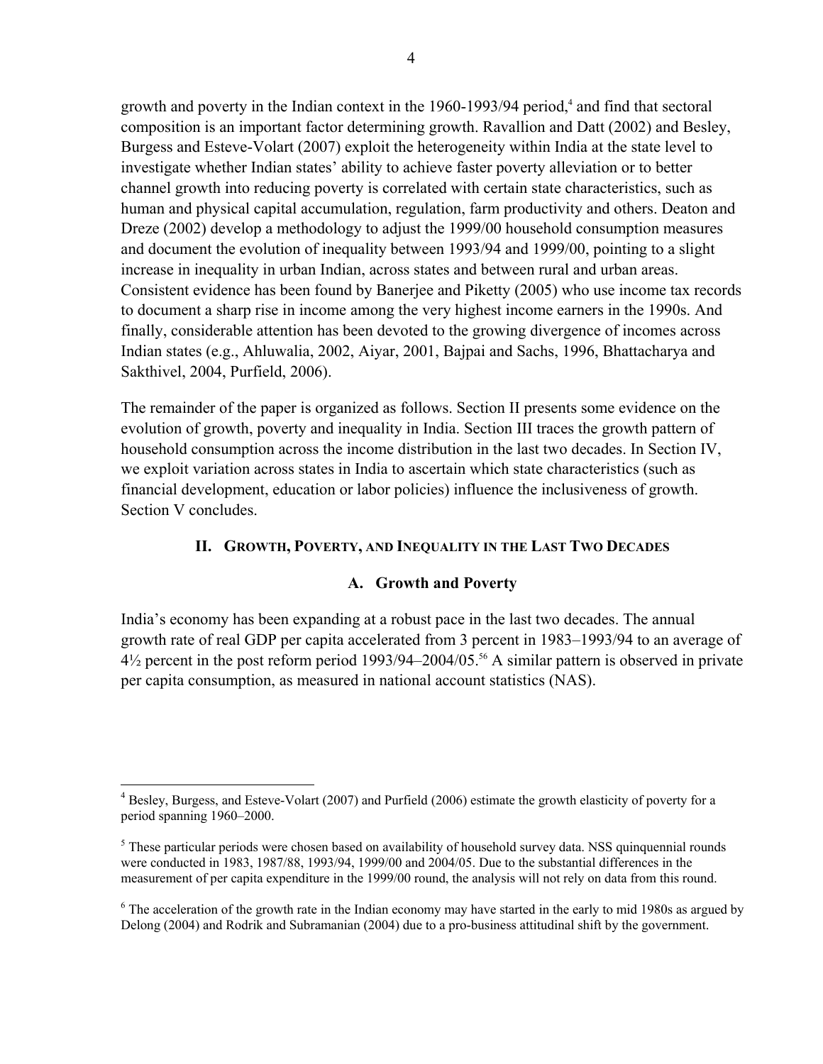growth and poverty in the Indian context in the 1960-1993/94 period,[4] and find that sectoral composition is an important factor determining growth. Ravallion and Datt (2002) and Besley, Burgess and Esteve-Volart (2007) exploit the heterogeneity within India at the state level to investigate whether Indian states' ability to achieve faster poverty alleviation or to better channel growth into reducing poverty is correlated with certain state characteristics, such as human and physical capital accumulation, regulation, farm productivity and others. Deaton and Dreze (2002) develop a methodology to adjust the 1999/00 household consumption measures and document the evolution of inequality between 1993/94 and 1999/00, pointing to a slight increase in inequality in urban Indian, across states and between rural and urban areas. Consistent evidence has been found by Banerjee and Piketty (2005) who use income tax records to document a sharp rise in income among the very highest income earners in the 1990s. And finally, considerable attention has been devoted to the growing divergence of incomes across Indian states (e.g., Ahluwalia, 2002, Aiyar, 2001, Bajpai and Sachs, 1996, Bhattacharya and Sakthivel, 2004, Purfield, 2006).

The remainder of the paper is organized as follows. Section II presents some evidence on the evolution of growth, poverty and inequality in India. Section III traces the growth pattern of household consumption across the income distribution in the last two decades. In Section IV, we exploit variation across states in India to ascertain which state characteristics (such as financial development, education or labor policies) influence the inclusiveness of growth. Section V concludes.

## II. Growth, Poverty, and Inequality in the Last Two Decades

### A. Growth and Poverty

India's economy has been expanding at a robust pace in the last two decades. The annual growth rate of real GDP per capita accelerated from 3 percent in 1983–1993/94 to an average of 4½ percent in the post reform period 1993/94–2004/05.[5][6] A similar pattern is observed in private per capita consumption, as measured in national account statistics (NAS).

---

[4] Besley, Burgess, and Esteve-Volart (2007) and Purfield (2006) estimate the growth elasticity of poverty for a period spanning 1960–2000.

[5] These particular periods were chosen based on availability of household survey data. NSS quinquennial rounds were conducted in 1983, 1987/88, 1993/94, 1999/00 and 2004/05. Due to the substantial differences in the measurement of per capita expenditure in the 1999/00 round, the analysis will not rely on data from this round.

[6] The acceleration of the growth rate in the Indian economy may have started in the early to mid 1980s as argued by Delong (2004) and Rodrik and Subramanian (2004) due to a pro-business attitudinal shift by the government.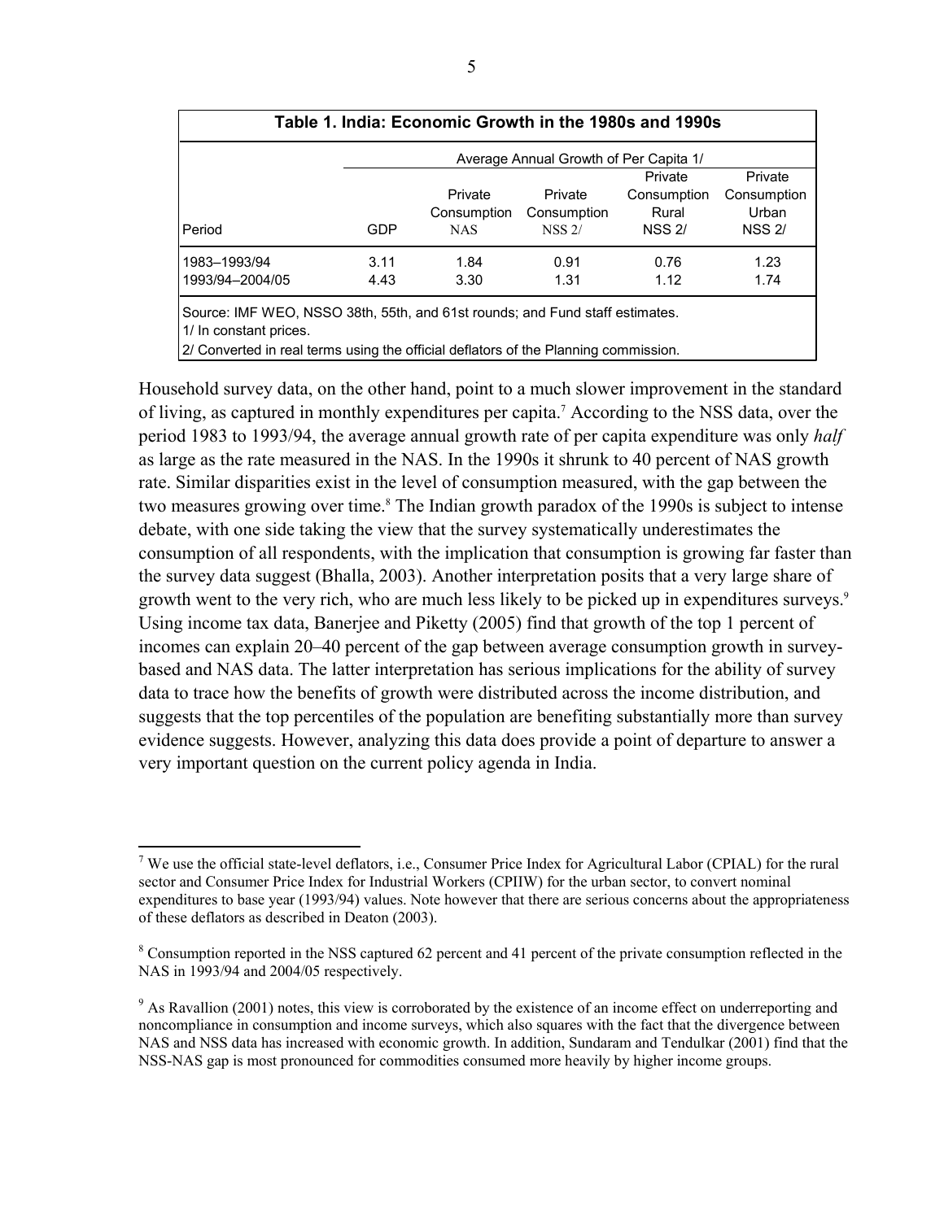**Table 1. India: Economic Growth in the 1980s and 1990s**

| | Average Annual Growth of Per Capita 1/ | | | | |
|---|---|---|---|---|---|
| Period | GDP | Private Consumption NAS | Private Consumption NSS 2/ | Private Consumption Rural NSS 2/ | Private Consumption Urban NSS 2/ |
| 1983–1993/94 | 3.11 | 1.84 | 0.91 | 0.76 | 1.23 |
| 1993/94–2004/05 | 4.43 | 3.30 | 1.31 | 1.12 | 1.74 |

Source: IMF WEO, NSSO 38th, 55th, and 61st rounds; and Fund staff estimates.
1/ In constant prices.
2/ Converted in real terms using the official deflators of the Planning commission.

Household survey data, on the other hand, point to a much slower improvement in the standard of living, as captured in monthly expenditures per capita.[7] According to the NSS data, over the period 1983 to 1993/94, the average annual growth rate of per capita expenditure was only *half* as large as the rate measured in the NAS. In the 1990s it shrunk to 40 percent of NAS growth rate. Similar disparities exist in the level of consumption measured, with the gap between the two measures growing over time.[8] The Indian growth paradox of the 1990s is subject to intense debate, with one side taking the view that the survey systematically underestimates the consumption of all respondents, with the implication that consumption is growing far faster than the survey data suggest (Bhalla, 2003). Another interpretation posits that a very large share of growth went to the very rich, who are much less likely to be picked up in expenditures surveys.[9] Using income tax data, Banerjee and Piketty (2005) find that growth of the top 1 percent of incomes can explain 20–40 percent of the gap between average consumption growth in survey-based and NAS data. The latter interpretation has serious implications for the ability of survey data to trace how the benefits of growth were distributed across the income distribution, and suggests that the top percentiles of the population are benefiting substantially more than survey evidence suggests. However, analyzing this data does provide a point of departure to answer a very important question on the current policy agenda in India.

[7] We use the official state-level deflators, i.e., Consumer Price Index for Agricultural Labor (CPIAL) for the rural sector and Consumer Price Index for Industrial Workers (CPIIW) for the urban sector, to convert nominal expenditures to base year (1993/94) values. Note however that there are serious concerns about the appropriateness of these deflators as described in Deaton (2003).

[8] Consumption reported in the NSS captured 62 percent and 41 percent of the private consumption reflected in the NAS in 1993/94 and 2004/05 respectively.

[9] As Ravallion (2001) notes, this view is corroborated by the existence of an income effect on underreporting and noncompliance in consumption and income surveys, which also squares with the fact that the divergence between NAS and NSS data has increased with economic growth. In addition, Sundaram and Tendulkar (2001) find that the NSS-NAS gap is most pronounced for commodities consumed more heavily by higher income groups.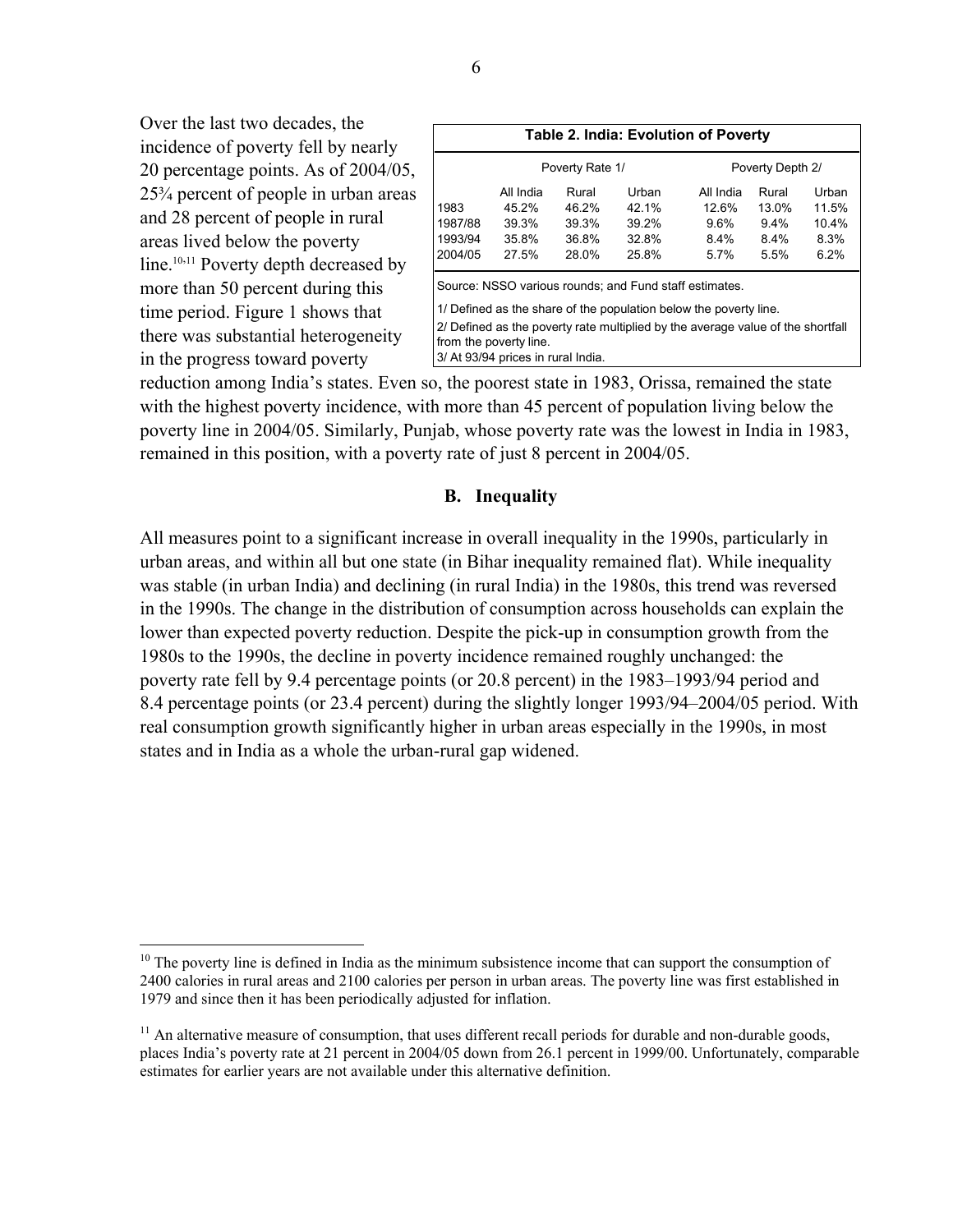Over the last two decades, the incidence of poverty fell by nearly 20 percentage points. As of 2004/05, 25¾ percent of people in urban areas and 28 percent of people in rural areas lived below the poverty line.[10,11] Poverty depth decreased by more than 50 percent during this time period. Figure 1 shows that there was substantial heterogeneity in the progress toward poverty reduction among India's states. Even so, the poorest state in 1983, Orissa, remained the state with the highest poverty incidence, with more than 45 percent of population living below the poverty line in 2004/05. Similarly, Punjab, whose poverty rate was the lowest in India in 1983, remained in this position, with a poverty rate of just 8 percent in 2004/05.

**Table 2. India: Evolution of Poverty**

| | Poverty Rate 1/ | | | Poverty Depth 2/ | | |
|---|---|---|---|---|---|---|
| | All India | Rural | Urban | All India | Rural | Urban |
| 1983 | 45.2% | 46.2% | 42.1% | 12.6% | 13.0% | 11.5% |
| 1987/88 | 39.3% | 39.3% | 39.2% | 9.6% | 9.4% | 10.4% |
| 1993/94 | 35.8% | 36.8% | 32.8% | 8.4% | 8.4% | 8.3% |
| 2004/05 | 27.5% | 28.0% | 25.8% | 5.7% | 5.5% | 6.2% |

Source: NSSO various rounds; and Fund staff estimates.

1/ Defined as the share of the population below the poverty line.

2/ Defined as the poverty rate multiplied by the average value of the shortfall from the poverty line.

3/ At 93/94 prices in rural India.

## B. Inequality

All measures point to a significant increase in overall inequality in the 1990s, particularly in urban areas, and within all but one state (in Bihar inequality remained flat). While inequality was stable (in urban India) and declining (in rural India) in the 1980s, this trend was reversed in the 1990s. The change in the distribution of consumption across households can explain the lower than expected poverty reduction. Despite the pick-up in consumption growth from the 1980s to the 1990s, the decline in poverty incidence remained roughly unchanged: the poverty rate fell by 9.4 percentage points (or 20.8 percent) in the 1983–1993/94 period and 8.4 percentage points (or 23.4 percent) during the slightly longer 1993/94–2004/05 period. With real consumption growth significantly higher in urban areas especially in the 1990s, in most states and in India as a whole the urban-rural gap widened.

[10] The poverty line is defined in India as the minimum subsistence income that can support the consumption of 2400 calories in rural areas and 2100 calories per person in urban areas. The poverty line was first established in 1979 and since then it has been periodically adjusted for inflation.

[11] An alternative measure of consumption, that uses different recall periods for durable and non-durable goods, places India's poverty rate at 21 percent in 2004/05 down from 26.1 percent in 1999/00. Unfortunately, comparable estimates for earlier years are not available under this alternative definition.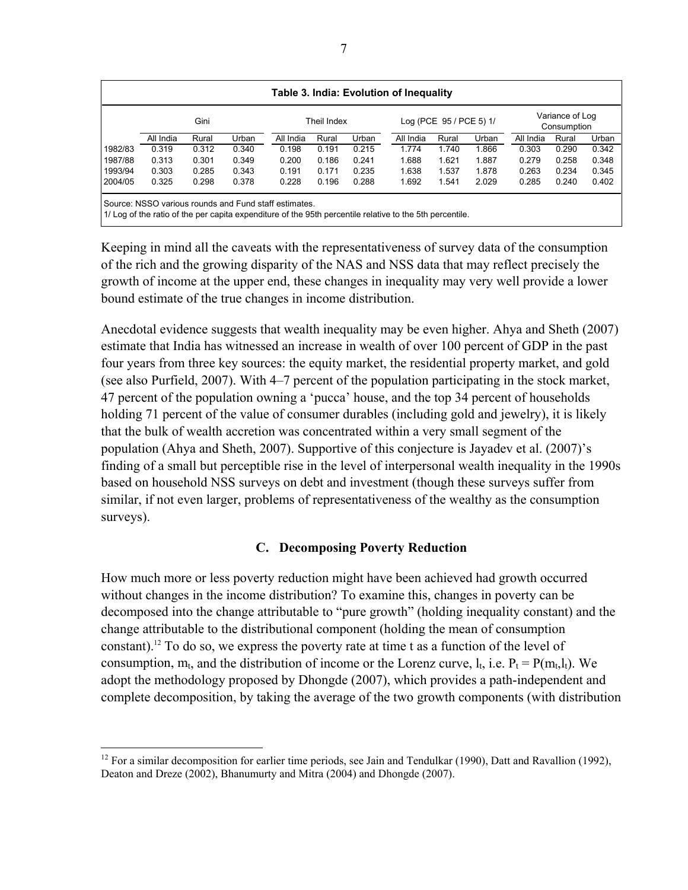**Table 3. India: Evolution of Inequality**

| | Gini | | | Theil Index | | | Log (PCE 95 / PCE 5) 1/ | | | Variance of Log Consumption | | |
|---|---|---|---|---|---|---|---|---|---|---|---|---|
| | All India | Rural | Urban | All India | Rural | Urban | All India | Rural | Urban | All India | Rural | Urban |
| 1982/83 | 0.319 | 0.312 | 0.340 | 0.198 | 0.191 | 0.215 | 1.774 | 1.740 | 1.866 | 0.303 | 0.290 | 0.342 |
| 1987/88 | 0.313 | 0.301 | 0.349 | 0.200 | 0.186 | 0.241 | 1.688 | 1.621 | 1.887 | 0.279 | 0.258 | 0.348 |
| 1993/94 | 0.303 | 0.285 | 0.343 | 0.191 | 0.171 | 0.235 | 1.638 | 1.537 | 1.878 | 0.263 | 0.234 | 0.345 |
| 2004/05 | 0.325 | 0.298 | 0.378 | 0.228 | 0.196 | 0.288 | 1.692 | 1.541 | 2.029 | 0.285 | 0.240 | 0.402 |

Source: NSSO various rounds and Fund staff estimates.
1/ Log of the ratio of the per capita expenditure of the 95th percentile relative to the 5th percentile.

Keeping in mind all the caveats with the representativeness of survey data of the consumption of the rich and the growing disparity of the NAS and NSS data that may reflect precisely the growth of income at the upper end, these changes in inequality may very well provide a lower bound estimate of the true changes in income distribution.

Anecdotal evidence suggests that wealth inequality may be even higher. Ahya and Sheth (2007) estimate that India has witnessed an increase in wealth of over 100 percent of GDP in the past four years from three key sources: the equity market, the residential property market, and gold (see also Purfield, 2007). With 4–7 percent of the population participating in the stock market, 47 percent of the population owning a 'pucca' house, and the top 34 percent of households holding 71 percent of the value of consumer durables (including gold and jewelry), it is likely that the bulk of wealth accretion was concentrated within a very small segment of the population (Ahya and Sheth, 2007). Supportive of this conjecture is Jayadev et al. (2007)'s finding of a small but perceptible rise in the level of interpersonal wealth inequality in the 1990s based on household NSS surveys on debt and investment (though these surveys suffer from similar, if not even larger, problems of representativeness of the wealthy as the consumption surveys).

### C. Decomposing Poverty Reduction

How much more or less poverty reduction might have been achieved had growth occurred without changes in the income distribution? To examine this, changes in poverty can be decomposed into the change attributable to "pure growth" (holding inequality constant) and the change attributable to the distributional component (holding the mean of consumption constant).[12] To do so, we express the poverty rate at time t as a function of the level of consumption, $m_t$, and the distribution of income or the Lorenz curve, $l_t$, i.e. $P_t = P(m_t, l_t)$. We adopt the methodology proposed by Dhongde (2007), which provides a path-independent and complete decomposition, by taking the average of the two growth components (with distribution

[12] For a similar decomposition for earlier time periods, see Jain and Tendulkar (1990), Datt and Ravallion (1992), Deaton and Dreze (2002), Bhanumurty and Mitra (2004) and Dhongde (2007).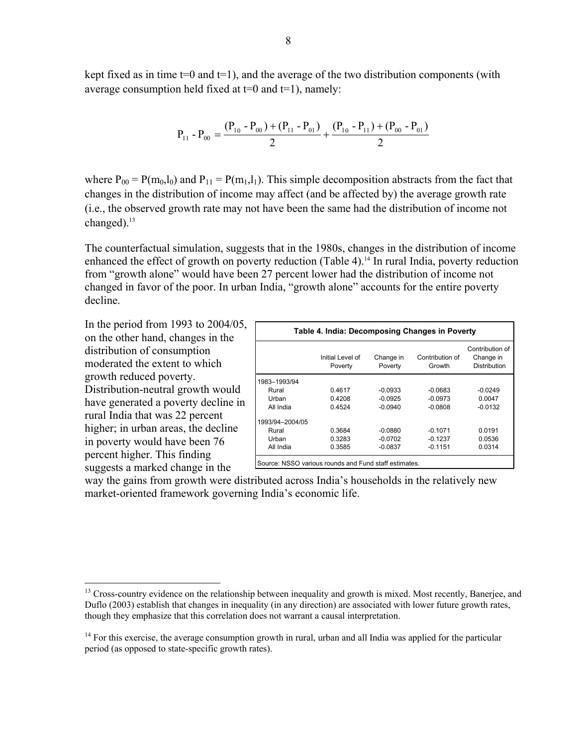kept fixed as in time t=0 and t=1), and the average of the two distribution components (with average consumption held fixed at t=0 and t=1), namely:

$$P_{11} - P_{00} = \frac{(P_{10} - P_{00}) + (P_{11} - P_{01})}{2} + \frac{(P_{10} - P_{11}) + (P_{00} - P_{01})}{2}$$

where $P_{00} = P(m_0,l_0)$ and $P_{11} = P(m_1,l_1)$. This simple decomposition abstracts from the fact that changes in the distribution of income may affect (and be affected by) the average growth rate (i.e., the observed growth rate may not have been the same had the distribution of income not changed).[13]

The counterfactual simulation, suggests that in the 1980s, changes in the distribution of income enhanced the effect of growth on poverty reduction (Table 4).[14] In rural India, poverty reduction from "growth alone" would have been 27 percent lower had the distribution of income not changed in favor of the poor. In urban India, "growth alone" accounts for the entire poverty decline.

In the period from 1993 to 2004/05, on the other hand, changes in the distribution of consumption moderated the extent to which growth reduced poverty. Distribution-neutral growth would have generated a poverty decline in rural India that was 22 percent higher; in urban areas, the decline in poverty would have been 76 percent higher. This finding suggests a marked change in the way the gains from growth were distributed across India's households in the relatively new market-oriented framework governing India's economic life.

**Table 4. India: Decomposing Changes in Poverty**

| | Initial Level of Poverty | Change in Poverty | Contribution of Growth | Contribution of Change in Distribution |
|---|---|---|---|---|
| 1983–1993/94 | | | | |
| Rural | 0.4617 | -0.0933 | -0.0683 | -0.0249 |
| Urban | 0.4208 | -0.0925 | -0.0973 | 0.0047 |
| All India | 0.4524 | -0.0940 | -0.0808 | -0.0132 |
| 1993/94–2004/05 | | | | |
| Rural | 0.3684 | -0.0880 | -0.1071 | 0.0191 |
| Urban | 0.3283 | -0.0702 | -0.1237 | 0.0536 |
| All India | 0.3585 | -0.0837 | -0.1151 | 0.0314 |

Source: NSSO various rounds and Fund staff estimates.

[13] Cross-country evidence on the relationship between inequality and growth is mixed. Most recently, Banerjee, and Duflo (2003) establish that changes in inequality (in any direction) are associated with lower future growth rates, though they emphasize that this correlation does not warrant a causal interpretation.

[14] For this exercise, the average consumption growth in rural, urban and all India was applied for the particular period (as opposed to state-specific growth rates).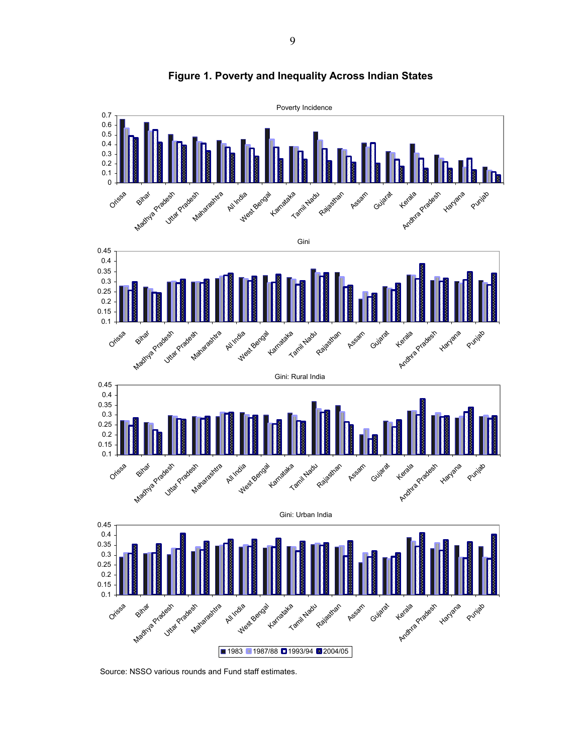**Figure 1. Poverty and Inequality Across Indian States**

Source: NSSO various rounds and Fund staff estimates.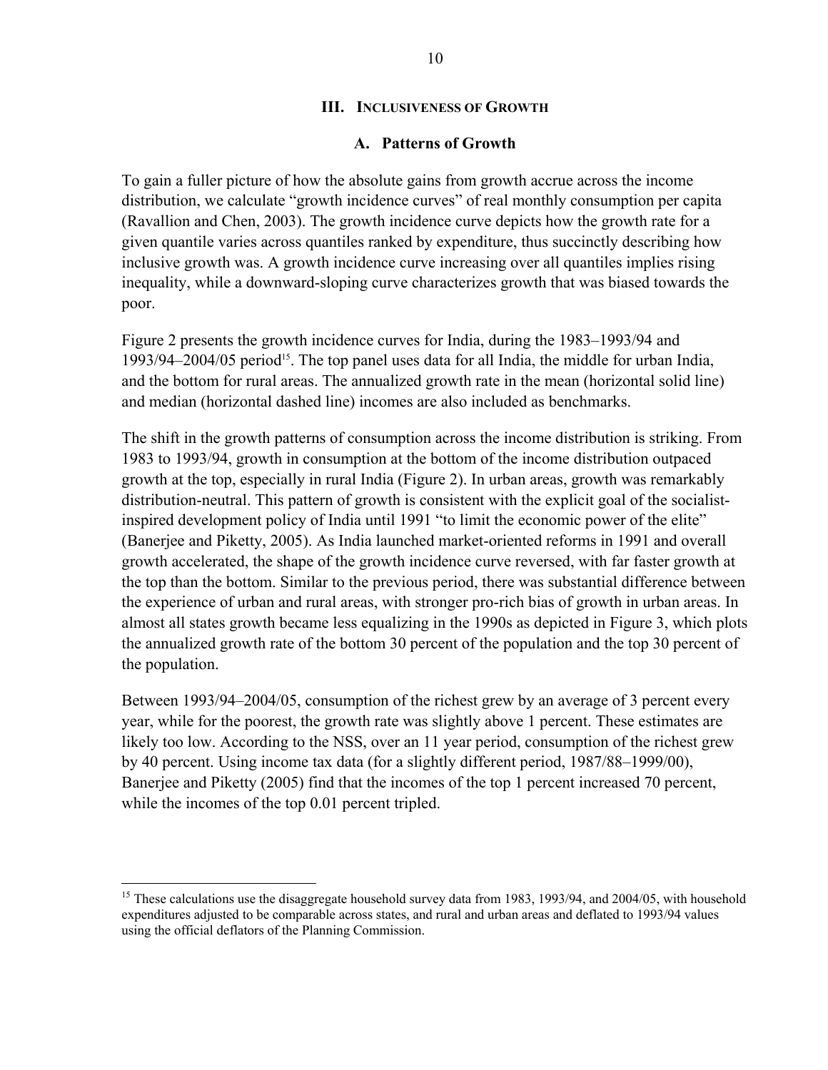## III. Inclusiveness of Growth

### A. Patterns of Growth

To gain a fuller picture of how the absolute gains from growth accrue across the income distribution, we calculate "growth incidence curves" of real monthly consumption per capita (Ravallion and Chen, 2003). The growth incidence curve depicts how the growth rate for a given quantile varies across quantiles ranked by expenditure, thus succinctly describing how inclusive growth was. A growth incidence curve increasing over all quantiles implies rising inequality, while a downward-sloping curve characterizes growth that was biased towards the poor.

Figure 2 presents the growth incidence curves for India, during the 1983–1993/94 and 1993/94–2004/05 period[15]. The top panel uses data for all India, the middle for urban India, and the bottom for rural areas. The annualized growth rate in the mean (horizontal solid line) and median (horizontal dashed line) incomes are also included as benchmarks.

The shift in the growth patterns of consumption across the income distribution is striking. From 1983 to 1993/94, growth in consumption at the bottom of the income distribution outpaced growth at the top, especially in rural India (Figure 2). In urban areas, growth was remarkably distribution-neutral. This pattern of growth is consistent with the explicit goal of the socialist-inspired development policy of India until 1991 "to limit the economic power of the elite" (Banerjee and Piketty, 2005). As India launched market-oriented reforms in 1991 and overall growth accelerated, the shape of the growth incidence curve reversed, with far faster growth at the top than the bottom. Similar to the previous period, there was substantial difference between the experience of urban and rural areas, with stronger pro-rich bias of growth in urban areas. In almost all states growth became less equalizing in the 1990s as depicted in Figure 3, which plots the annualized growth rate of the bottom 30 percent of the population and the top 30 percent of the population.

Between 1993/94–2004/05, consumption of the richest grew by an average of 3 percent every year, while for the poorest, the growth rate was slightly above 1 percent. These estimates are likely too low. According to the NSS, over an 11 year period, consumption of the richest grew by 40 percent. Using income tax data (for a slightly different period, 1987/88–1999/00), Banerjee and Piketty (2005) find that the incomes of the top 1 percent increased 70 percent, while the incomes of the top 0.01 percent tripled.

---

[15] These calculations use the disaggregate household survey data from 1983, 1993/94, and 2004/05, with household expenditures adjusted to be comparable across states, and rural and urban areas and deflated to 1993/94 values using the official deflators of the Planning Commission.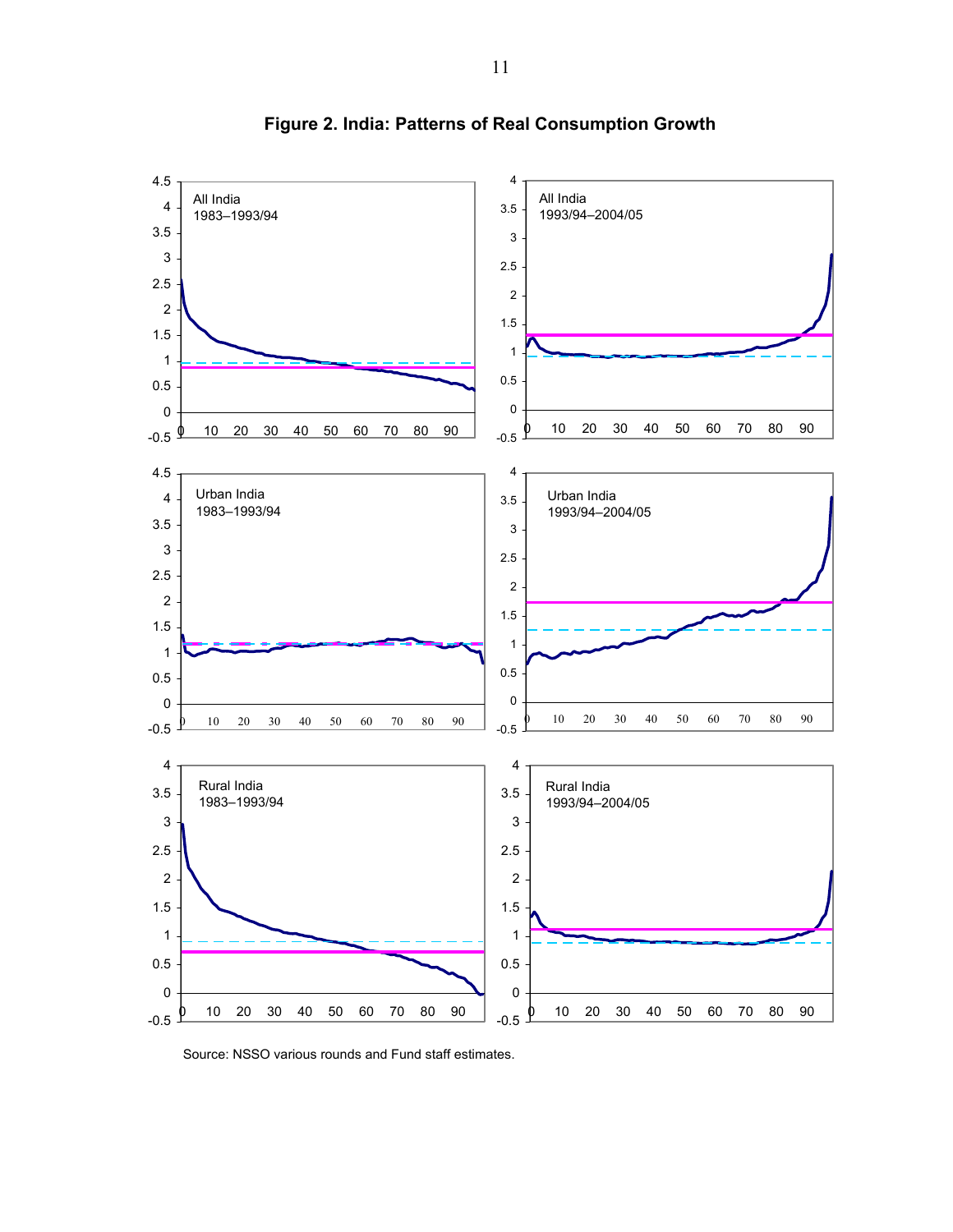# Figure 2. India: Patterns of Real Consumption Growth

Source: NSSO various rounds and Fund staff estimates.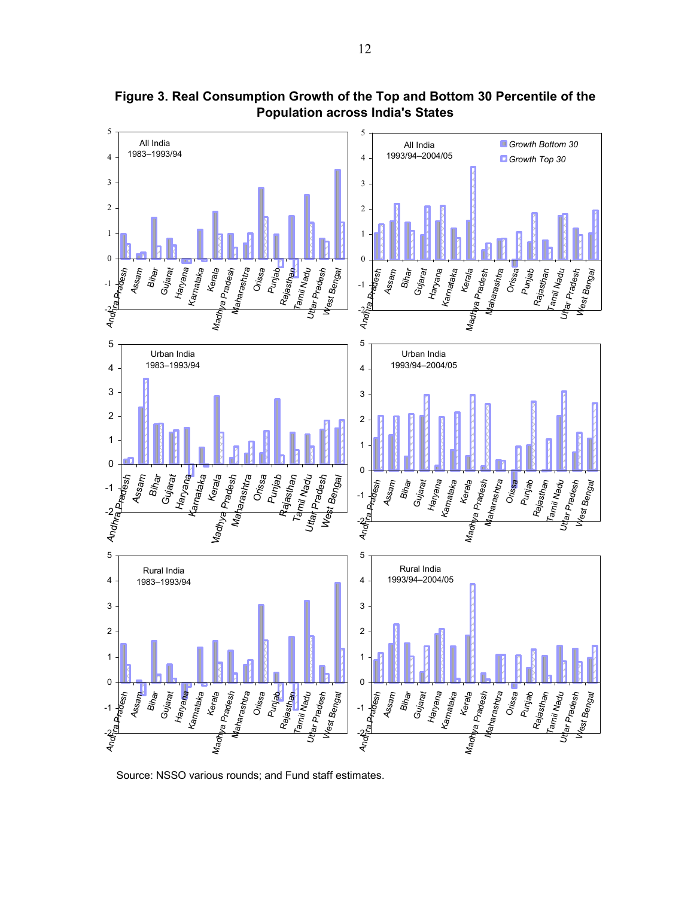**Figure 3. Real Consumption Growth of the Top and Bottom 30 Percentile of the Population across India's States**

Source: NSSO various rounds; and Fund staff estimates.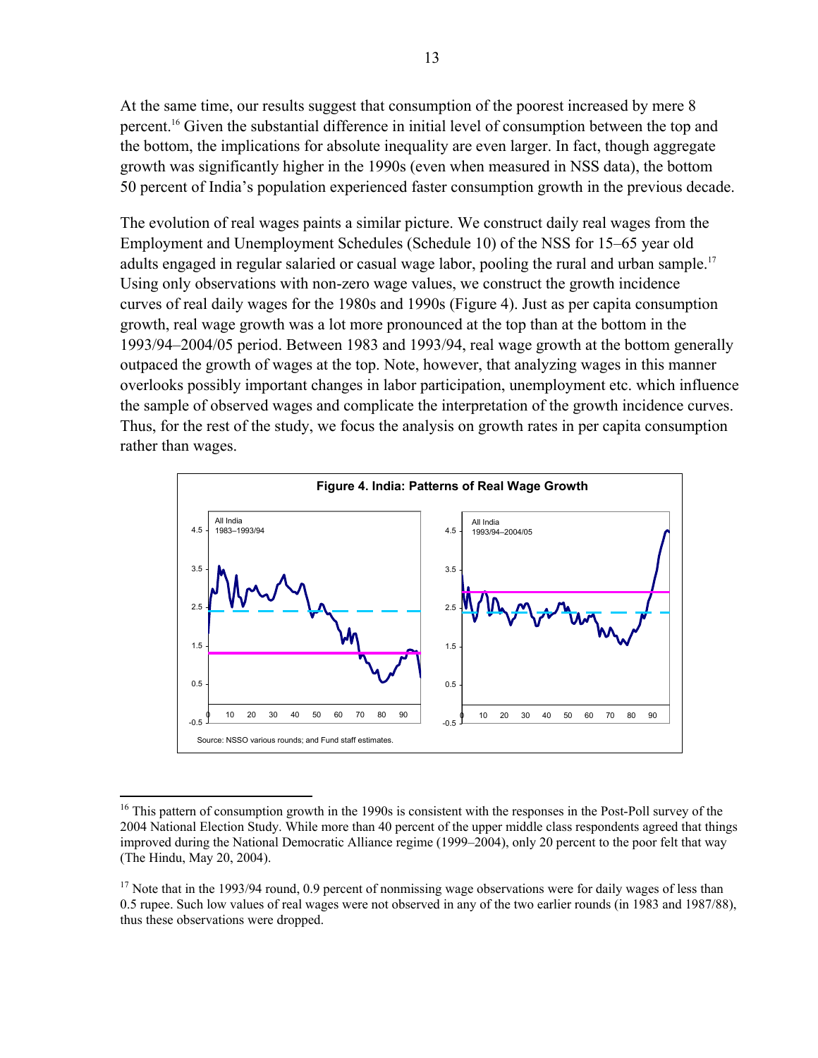At the same time, our results suggest that consumption of the poorest increased by mere 8 percent.[16] Given the substantial difference in initial level of consumption between the top and the bottom, the implications for absolute inequality are even larger. In fact, though aggregate growth was significantly higher in the 1990s (even when measured in NSS data), the bottom 50 percent of India's population experienced faster consumption growth in the previous decade.

The evolution of real wages paints a similar picture. We construct daily real wages from the Employment and Unemployment Schedules (Schedule 10) of the NSS for 15–65 year old adults engaged in regular salaried or casual wage labor, pooling the rural and urban sample.[17] Using only observations with non-zero wage values, we construct the growth incidence curves of real daily wages for the 1980s and 1990s (Figure 4). Just as per capita consumption growth, real wage growth was a lot more pronounced at the top than at the bottom in the 1993/94–2004/05 period. Between 1983 and 1993/94, real wage growth at the bottom generally outpaced the growth of wages at the top. Note, however, that analyzing wages in this manner overlooks possibly important changes in labor participation, unemployment etc. which influence the sample of observed wages and complicate the interpretation of the growth incidence curves. Thus, for the rest of the study, we focus the analysis on growth rates in per capita consumption rather than wages.

**Figure 4. India: Patterns of Real Wage Growth**

Source: NSSO various rounds; and Fund staff estimates.

---

[16] This pattern of consumption growth in the 1990s is consistent with the responses in the Post-Poll survey of the 2004 National Election Study. While more than 40 percent of the upper middle class respondents agreed that things improved during the National Democratic Alliance regime (1999–2004), only 20 percent to the poor felt that way (The Hindu, May 20, 2004).

[17] Note that in the 1993/94 round, 0.9 percent of nonmissing wage observations were for daily wages of less than 0.5 rupee. Such low values of real wages were not observed in any of the two earlier rounds (in 1983 and 1987/88), thus these observations were dropped.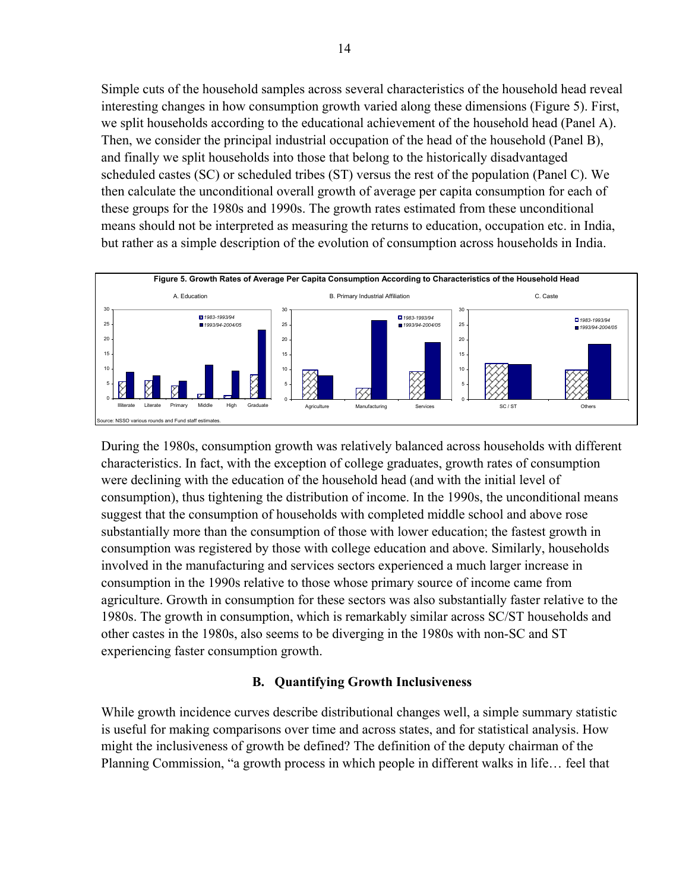Simple cuts of the household samples across several characteristics of the household head reveal interesting changes in how consumption growth varied along these dimensions (Figure 5). First, we split households according to the educational achievement of the household head (Panel A). Then, we consider the principal industrial occupation of the head of the household (Panel B), and finally we split households into those that belong to the historically disadvantaged scheduled castes (SC) or scheduled tribes (ST) versus the rest of the population (Panel C). We then calculate the unconditional overall growth of average per capita consumption for each of these groups for the 1980s and 1990s. The growth rates estimated from these unconditional means should not be interpreted as measuring the returns to education, occupation etc. in India, but rather as a simple description of the evolution of consumption across households in India.

**Figure 5. Growth Rates of Average Per Capita Consumption According to Characteristics of the Household Head**

Source: NSSO various rounds and Fund staff estimates.

During the 1980s, consumption growth was relatively balanced across households with different characteristics. In fact, with the exception of college graduates, growth rates of consumption were declining with the education of the household head (and with the initial level of consumption), thus tightening the distribution of income. In the 1990s, the unconditional means suggest that the consumption of households with completed middle school and above rose substantially more than the consumption of those with lower education; the fastest growth in consumption was registered by those with college education and above. Similarly, households involved in the manufacturing and services sectors experienced a much larger increase in consumption in the 1990s relative to those whose primary source of income came from agriculture. Growth in consumption for these sectors was also substantially faster relative to the 1980s. The growth in consumption, which is remarkably similar across SC/ST households and other castes in the 1980s, also seems to be diverging in the 1980s with non-SC and ST experiencing faster consumption growth.

### B. Quantifying Growth Inclusiveness

While growth incidence curves describe distributional changes well, a simple summary statistic is useful for making comparisons over time and across states, and for statistical analysis. How might the inclusiveness of growth be defined? The definition of the deputy chairman of the Planning Commission, "a growth process in which people in different walks in life… feel that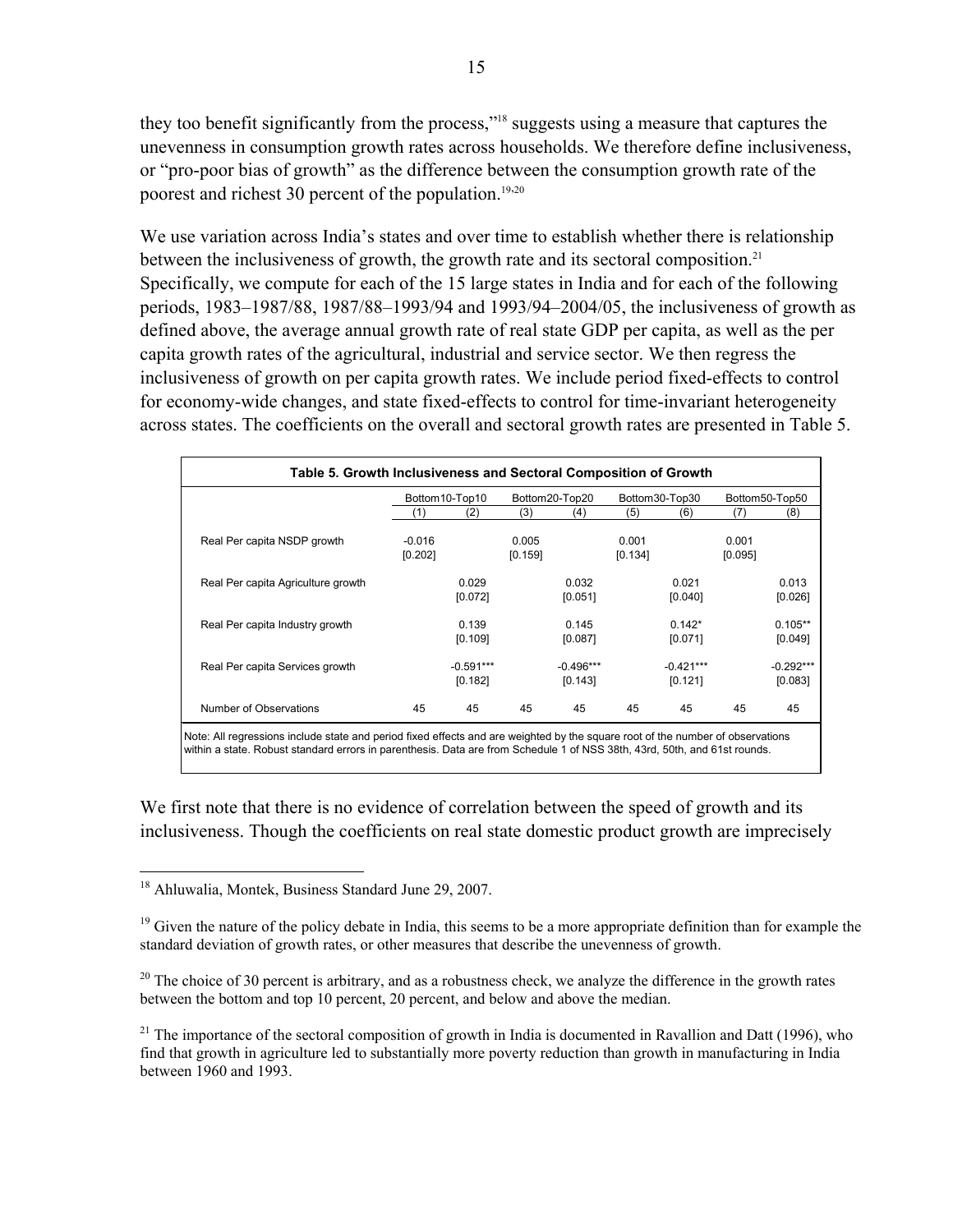they too benefit significantly from the process,"[18] suggests using a measure that captures the unevenness in consumption growth rates across households. We therefore define inclusiveness, or "pro-poor bias of growth" as the difference between the consumption growth rate of the poorest and richest 30 percent of the population.[19,20]

We use variation across India's states and over time to establish whether there is relationship between the inclusiveness of growth, the growth rate and its sectoral composition.[21] Specifically, we compute for each of the 15 large states in India and for each of the following periods, 1983–1987/88, 1987/88–1993/94 and 1993/94–2004/05, the inclusiveness of growth as defined above, the average annual growth rate of real state GDP per capita, as well as the per capita growth rates of the agricultural, industrial and service sector. We then regress the inclusiveness of growth on per capita growth rates. We include period fixed-effects to control for economy-wide changes, and state fixed-effects to control for time-invariant heterogeneity across states. The coefficients on the overall and sectoral growth rates are presented in Table 5.

**Table 5. Growth Inclusiveness and Sectoral Composition of Growth**

| | Bottom10-Top10 | | Bottom20-Top20 | | Bottom30-Top30 | | Bottom50-Top50 | |
|---|---|---|---|---|---|---|---|---|
| | (1) | (2) | (3) | (4) | (5) | (6) | (7) | (8) |
| Real Per capita NSDP growth | -0.016 | | 0.005 | | 0.001 | | 0.001 | |
| | [0.202] | | [0.159] | | [0.134] | | [0.095] | |
| Real Per capita Agriculture growth | | 0.029 | | 0.032 | | 0.021 | | 0.013 |
| | | [0.072] | | [0.051] | | [0.040] | | [0.026] |
| Real Per capita Industry growth | | 0.139 | | 0.145 | | 0.142* | | 0.105** |
| | | [0.109] | | [0.087] | | [0.071] | | [0.049] |
| Real Per capita Services growth | | -0.591*** | | -0.496*** | | -0.421*** | | -0.292*** |
| | | [0.182] | | [0.143] | | [0.121] | | [0.083] |
| Number of Observations | 45 | 45 | 45 | 45 | 45 | 45 | 45 | 45 |

Note: All regressions include state and period fixed effects and are weighted by the square root of the number of observations within a state. Robust standard errors in parenthesis. Data are from Schedule 1 of NSS 38th, 43rd, 50th, and 61st rounds.

We first note that there is no evidence of correlation between the speed of growth and its inclusiveness. Though the coefficients on real state domestic product growth are imprecisely

[18] Ahluwalia, Montek, Business Standard June 29, 2007.

[19] Given the nature of the policy debate in India, this seems to be a more appropriate definition than for example the standard deviation of growth rates, or other measures that describe the unevenness of growth.

[20] The choice of 30 percent is arbitrary, and as a robustness check, we analyze the difference in the growth rates between the bottom and top 10 percent, 20 percent, and below and above the median.

[21] The importance of the sectoral composition of growth in India is documented in Ravallion and Datt (1996), who find that growth in agriculture led to substantially more poverty reduction than growth in manufacturing in India between 1960 and 1993.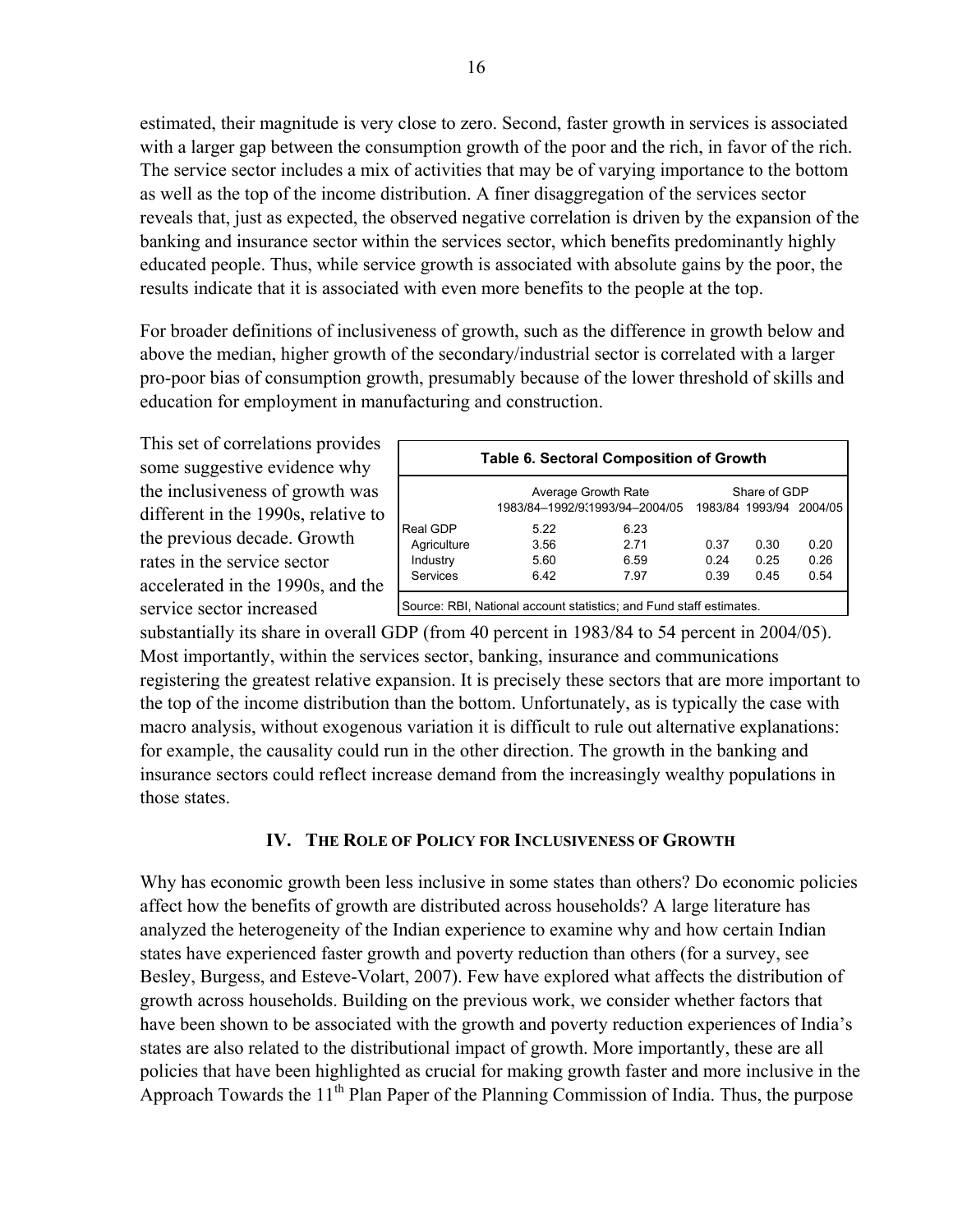estimated, their magnitude is very close to zero. Second, faster growth in services is associated with a larger gap between the consumption growth of the poor and the rich, in favor of the rich. The service sector includes a mix of activities that may be of varying importance to the bottom as well as the top of the income distribution. A finer disaggregation of the services sector reveals that, just as expected, the observed negative correlation is driven by the expansion of the banking and insurance sector within the services sector, which benefits predominantly highly educated people. Thus, while service growth is associated with absolute gains by the poor, the results indicate that it is associated with even more benefits to the people at the top.

For broader definitions of inclusiveness of growth, such as the difference in growth below and above the median, higher growth of the secondary/industrial sector is correlated with a larger pro-poor bias of consumption growth, presumably because of the lower threshold of skills and education for employment in manufacturing and construction.

This set of correlations provides some suggestive evidence why the inclusiveness of growth was different in the 1990s, relative to the previous decade. Growth rates in the service sector accelerated in the 1990s, and the service sector increased substantially its share in overall GDP (from 40 percent in 1983/84 to 54 percent in 2004/05). Most importantly, within the services sector, banking, insurance and communications registering the greatest relative expansion. It is precisely these sectors that are more important to the top of the income distribution than the bottom. Unfortunately, as is typically the case with macro analysis, without exogenous variation it is difficult to rule out alternative explanations: for example, the causality could run in the other direction. The growth in the banking and insurance sectors could reflect increase demand from the increasingly wealthy populations in those states.

**Table 6. Sectoral Composition of Growth**

| | Average Growth Rate | | Share of GDP | | |
|---|---|---|---|---|---|
| | 1983/84–1992/93 | 1993/94–2004/05 | 1983/84 | 1993/94 | 2004/05 |
| Real GDP | 5.22 | 6.23 | | | |
| Agriculture | 3.56 | 2.71 | 0.37 | 0.30 | 0.20 |
| Industry | 5.60 | 6.59 | 0.24 | 0.25 | 0.26 |
| Services | 6.42 | 7.97 | 0.39 | 0.45 | 0.54 |

Source: RBI, National account statistics; and Fund staff estimates.

## IV. The Role of Policy for Inclusiveness of Growth

Why has economic growth been less inclusive in some states than others? Do economic policies affect how the benefits of growth are distributed across households? A large literature has analyzed the heterogeneity of the Indian experience to examine why and how certain Indian states have experienced faster growth and poverty reduction than others (for a survey, see Besley, Burgess, and Esteve-Volart, 2007). Few have explored what affects the distribution of growth across households. Building on the previous work, we consider whether factors that have been shown to be associated with the growth and poverty reduction experiences of India's states are also related to the distributional impact of growth. More importantly, these are all policies that have been highlighted as crucial for making growth faster and more inclusive in the Approach Towards the 11th Plan Paper of the Planning Commission of India. Thus, the purpose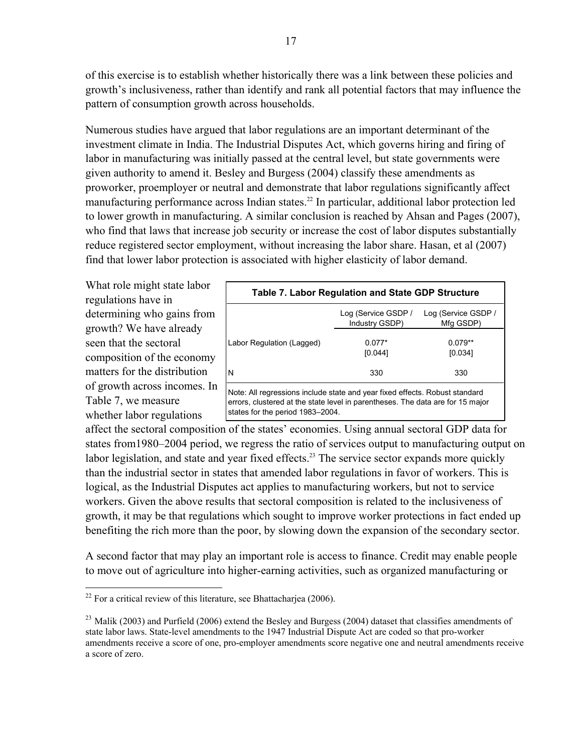of this exercise is to establish whether historically there was a link between these policies and growth's inclusiveness, rather than identify and rank all potential factors that may influence the pattern of consumption growth across households.

Numerous studies have argued that labor regulations are an important determinant of the investment climate in India. The Industrial Disputes Act, which governs hiring and firing of labor in manufacturing was initially passed at the central level, but state governments were given authority to amend it. Besley and Burgess (2004) classify these amendments as proworker, proemployer or neutral and demonstrate that labor regulations significantly affect manufacturing performance across Indian states.[22] In particular, additional labor protection led to lower growth in manufacturing. A similar conclusion is reached by Ahsan and Pages (2007), who find that laws that increase job security or increase the cost of labor disputes substantially reduce registered sector employment, without increasing the labor share. Hasan, et al (2007) find that lower labor protection is associated with higher elasticity of labor demand.

What role might state labor regulations have in determining who gains from growth? We have already seen that the sectoral composition of the economy matters for the distribution of growth across incomes. In Table 7, we measure whether labor regulations affect the sectoral composition of the states' economies. Using annual sectoral GDP data for states from1980–2004 period, we regress the ratio of services output to manufacturing output on labor legislation, and state and year fixed effects.[23] The service sector expands more quickly than the industrial sector in states that amended labor regulations in favor of workers. This is logical, as the Industrial Disputes act applies to manufacturing workers, but not to service workers. Given the above results that sectoral composition is related to the inclusiveness of growth, it may be that regulations which sought to improve worker protections in fact ended up benefiting the rich more than the poor, by slowing down the expansion of the secondary sector.

**Table 7. Labor Regulation and State GDP Structure**

| | Log (Service GSDP / Industry GSDP) | Log (Service GSDP / Mfg GSDP) |
|---|---|---|
| Labor Regulation (Lagged) | 0.077* | 0.079** |
| | [0.044] | [0.034] |
| N | 330 | 330 |

Note: All regressions include state and year fixed effects. Robust standard errors, clustered at the state level in parentheses. The data are for 15 major states for the period 1983–2004.

A second factor that may play an important role is access to finance. Credit may enable people to move out of agriculture into higher-earning activities, such as organized manufacturing or

[22] For a critical review of this literature, see Bhattacharjea (2006).

[23] Malik (2003) and Purfield (2006) extend the Besley and Burgess (2004) dataset that classifies amendments of state labor laws. State-level amendments to the 1947 Industrial Dispute Act are coded so that pro-worker amendments receive a score of one, pro-employer amendments score negative one and neutral amendments receive a score of zero.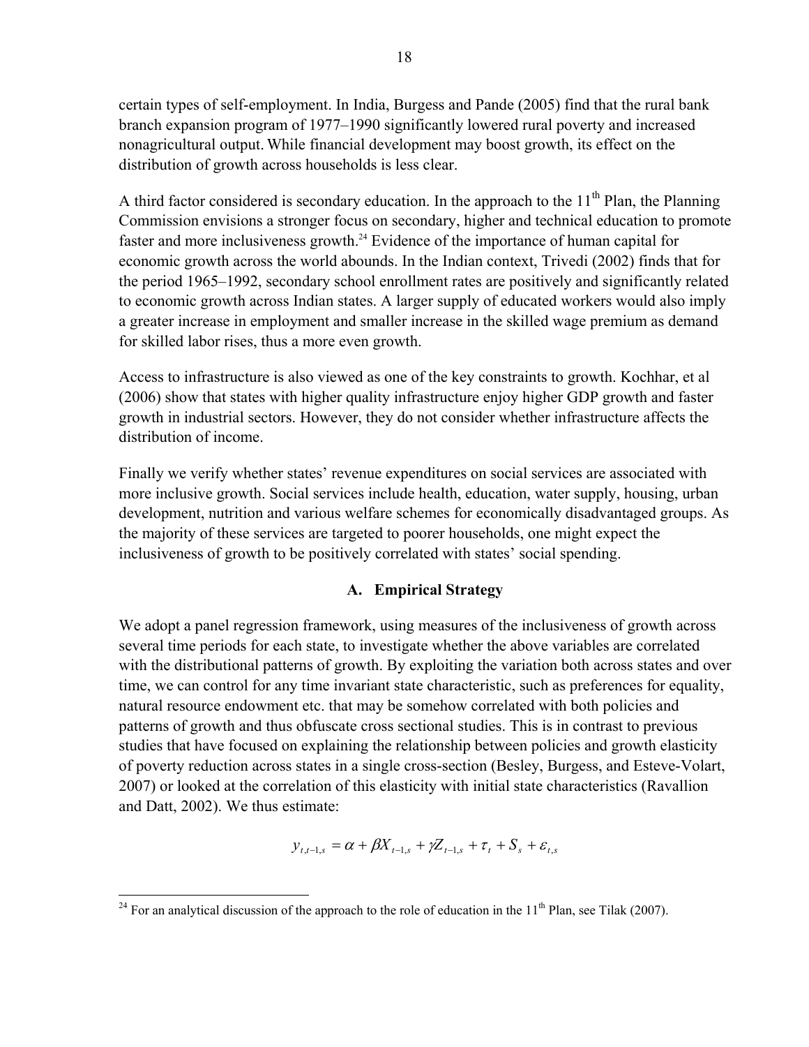certain types of self-employment. In India, Burgess and Pande (2005) find that the rural bank branch expansion program of 1977–1990 significantly lowered rural poverty and increased nonagricultural output. While financial development may boost growth, its effect on the distribution of growth across households is less clear.

A third factor considered is secondary education. In the approach to the 11th Plan, the Planning Commission envisions a stronger focus on secondary, higher and technical education to promote faster and more inclusiveness growth.[24] Evidence of the importance of human capital for economic growth across the world abounds. In the Indian context, Trivedi (2002) finds that for the period 1965–1992, secondary school enrollment rates are positively and significantly related to economic growth across Indian states. A larger supply of educated workers would also imply a greater increase in employment and smaller increase in the skilled wage premium as demand for skilled labor rises, thus a more even growth.

Access to infrastructure is also viewed as one of the key constraints to growth. Kochhar, et al (2006) show that states with higher quality infrastructure enjoy higher GDP growth and faster growth in industrial sectors. However, they do not consider whether infrastructure affects the distribution of income.

Finally we verify whether states' revenue expenditures on social services are associated with more inclusive growth. Social services include health, education, water supply, housing, urban development, nutrition and various welfare schemes for economically disadvantaged groups. As the majority of these services are targeted to poorer households, one might expect the inclusiveness of growth to be positively correlated with states' social spending.

### A. Empirical Strategy

We adopt a panel regression framework, using measures of the inclusiveness of growth across several time periods for each state, to investigate whether the above variables are correlated with the distributional patterns of growth. By exploiting the variation both across states and over time, we can control for any time invariant state characteristic, such as preferences for equality, natural resource endowment etc. that may be somehow correlated with both policies and patterns of growth and thus obfuscate cross sectional studies. This is in contrast to previous studies that have focused on explaining the relationship between policies and growth elasticity of poverty reduction across states in a single cross-section (Besley, Burgess, and Esteve-Volart, 2007) or looked at the correlation of this elasticity with initial state characteristics (Ravallion and Datt, 2002). We thus estimate:

$$y_{t,t-1,s} = \alpha + \beta X_{t-1,s} + \gamma Z_{t-1,s} + \tau_t + S_s + \varepsilon_{t,s}$$

[24] For an analytical discussion of the approach to the role of education in the 11th Plan, see Tilak (2007).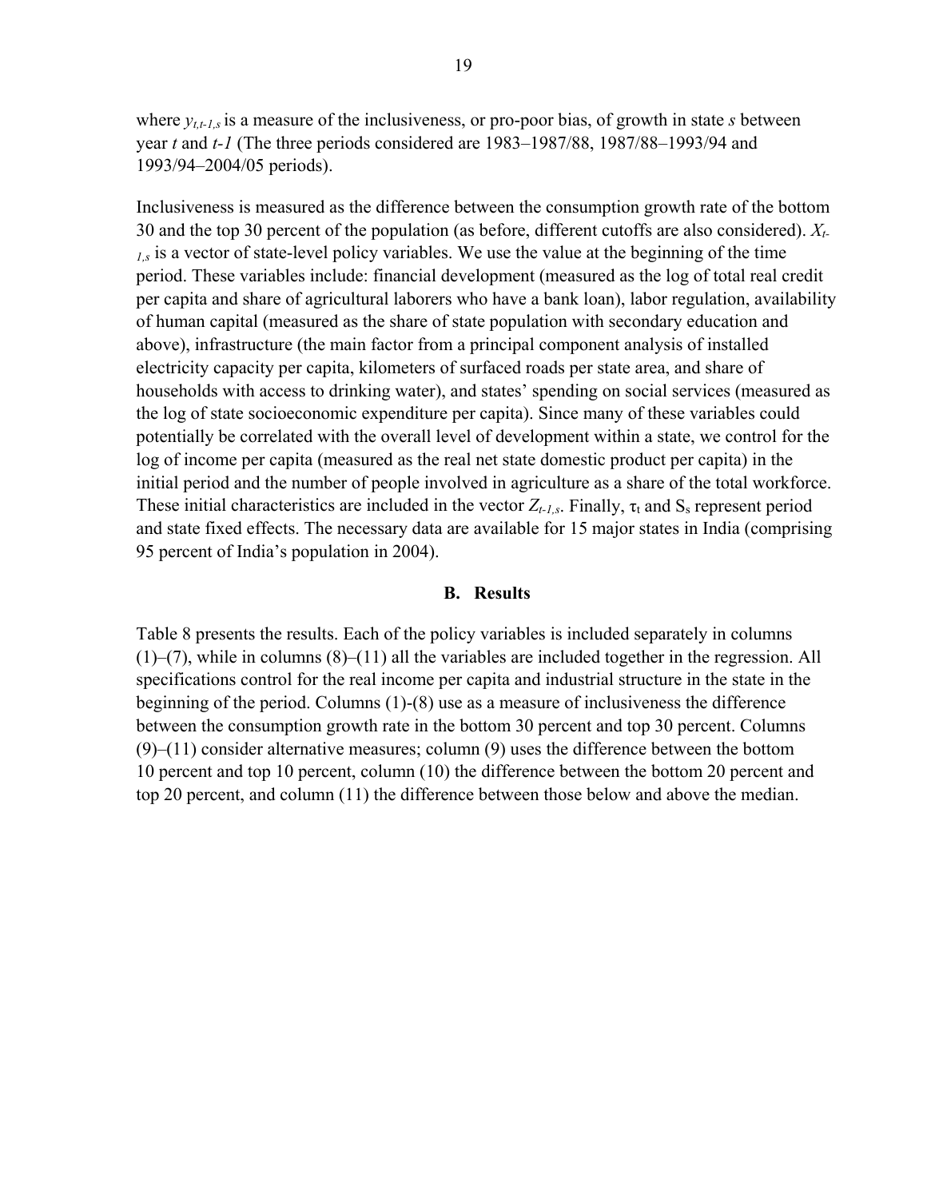where $y_{t,t-1,s}$ is a measure of the inclusiveness, or pro-poor bias, of growth in state *s* between year *t* and *t-1* (The three periods considered are 1983–1987/88, 1987/88–1993/94 and 1993/94–2004/05 periods).

Inclusiveness is measured as the difference between the consumption growth rate of the bottom 30 and the top 30 percent of the population (as before, different cutoffs are also considered). $X_{t-1,s}$ is a vector of state-level policy variables. We use the value at the beginning of the time period. These variables include: financial development (measured as the log of total real credit per capita and share of agricultural laborers who have a bank loan), labor regulation, availability of human capital (measured as the share of state population with secondary education and above), infrastructure (the main factor from a principal component analysis of installed electricity capacity per capita, kilometers of surfaced roads per state area, and share of households with access to drinking water), and states' spending on social services (measured as the log of state socioeconomic expenditure per capita). Since many of these variables could potentially be correlated with the overall level of development within a state, we control for the log of income per capita (measured as the real net state domestic product per capita) in the initial period and the number of people involved in agriculture as a share of the total workforce. These initial characteristics are included in the vector $Z_{t-1,s}$. Finally, $\tau_t$ and $S_s$ represent period and state fixed effects. The necessary data are available for 15 major states in India (comprising 95 percent of India's population in 2004).

### B. Results

Table 8 presents the results. Each of the policy variables is included separately in columns (1)–(7), while in columns (8)–(11) all the variables are included together in the regression. All specifications control for the real income per capita and industrial structure in the state in the beginning of the period. Columns (1)-(8) use as a measure of inclusiveness the difference between the consumption growth rate in the bottom 30 percent and top 30 percent. Columns (9)–(11) consider alternative measures; column (9) uses the difference between the bottom 10 percent and top 10 percent, column (10) the difference between the bottom 20 percent and top 20 percent, and column (11) the difference between those below and above the median.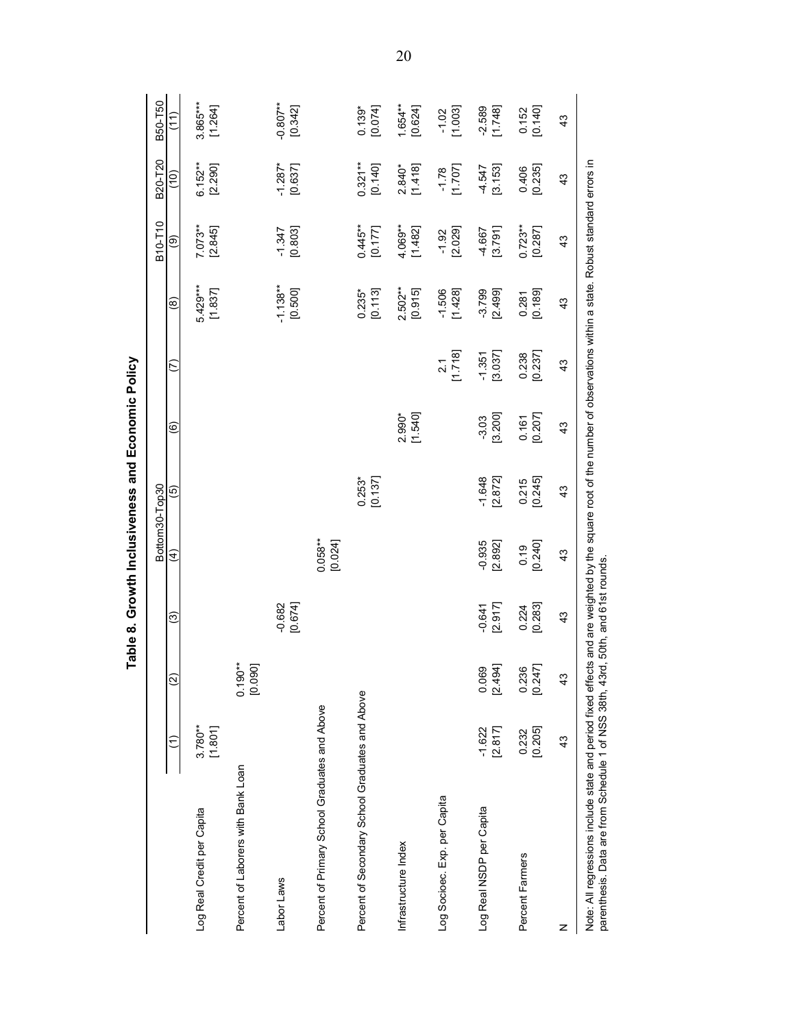# Table 8. Growth Inclusiveness and Economic Policy

| | Bottom30-Top30 | | | | | | | | B10-T10 | B20-T20 | B50-T50 |
|---|---|---|---|---|---|---|---|---|---|---|---|
| | (1) | (2) | (3) | (4) | (5) | (6) | (7) | (8) | (9) | (10) | (11) |
| Log Real Credit per Capita | 3.780** | | | | | | | 5.429*** | 7.073** | 6.152** | 3.865*** |
| | [1.801] | | | | | | | [1.837] | [2.845] | [2.290] | [1.264] |
| Percent of Laborers with Bank Loan | | 0.190** | | | | | | | | | |
| | | [0.090] | | | | | | | | | |
| Labor Laws | | | -0.682 | | | | | -1.138** | -1.347 | -1.287* | -0.807** |
| | | | [0.674] | | | | | [0.500] | [0.803] | [0.637] | [0.342] |
| Percent of Primary School Graduates and Above | | | | 0.058** | | | | | | | |
| | | | | [0.024] | | | | | | | |
| Percent of Secondary School Graduates and Above | | | | | 0.253* | | | 0.235* | 0.445** | 0.321** | 0.139* |
| | | | | | [0.137] | | | [0.113] | [0.177] | [0.140] | [0.074] |
| Infrastructure Index | | | | | | 2.990* | | 2.502** | 4.069** | 2.840* | 1.654** |
| | | | | | | [1.540] | | [0.915] | [1.482] | [1.418] | [0.624] |
| Log Socioec. Exp. per Capita | | | | | | | 2.1 | -1.506 | -1.92 | -1.78 | -1.02 |
| | | | | | | | [1.718] | [1.428] | [2.029] | [1.707] | [1.003] |
| Log Real NSDP per Capita | -1.622 | 0.069 | -0.641 | -0.935 | -1.648 | -3.03 | -1.351 | -3.799 | -4.667 | -4.547 | -2.589 |
| | [2.817] | [2.494] | [2.917] | [2.892] | [2.872] | [3.200] | [3.037] | [2.499] | [3.791] | [3.153] | [1.748] |
| Percent Farmers | 0.232 | 0.236 | 0.224 | 0.19 | 0.215 | 0.161 | 0.238 | 0.281 | 0.723** | 0.406 | 0.152 |
| | [0.205] | [0.247] | [0.283] | [0.240] | [0.245] | [0.207] | [0.237] | [0.189] | [0.287] | [0.235] | [0.140] |
| N | 43 | 43 | 43 | 43 | 43 | 43 | 43 | 43 | 43 | 43 | 43 |

Note: All regressions include state and period fixed effects and are weighted by the square root of the number of observations within a state. Robust standard errors in parenthesis. Data are from Schedule 1 of NSS 38th, 43rd, 50th, and 61st rounds.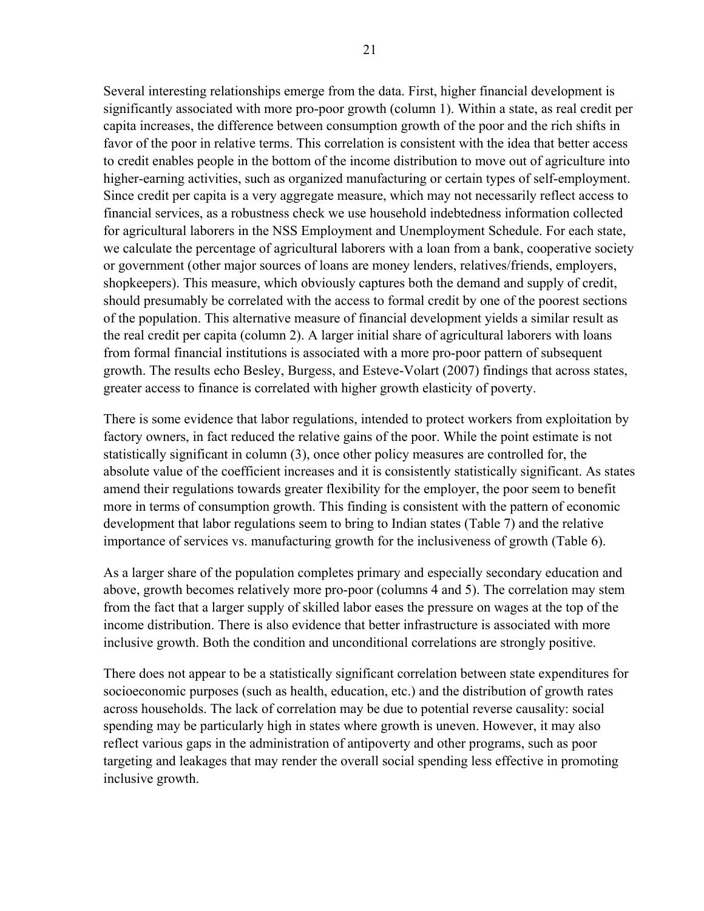Several interesting relationships emerge from the data. First, higher financial development is significantly associated with more pro-poor growth (column 1). Within a state, as real credit per capita increases, the difference between consumption growth of the poor and the rich shifts in favor of the poor in relative terms. This correlation is consistent with the idea that better access to credit enables people in the bottom of the income distribution to move out of agriculture into higher-earning activities, such as organized manufacturing or certain types of self-employment. Since credit per capita is a very aggregate measure, which may not necessarily reflect access to financial services, as a robustness check we use household indebtedness information collected for agricultural laborers in the NSS Employment and Unemployment Schedule. For each state, we calculate the percentage of agricultural laborers with a loan from a bank, cooperative society or government (other major sources of loans are money lenders, relatives/friends, employers, shopkeepers). This measure, which obviously captures both the demand and supply of credit, should presumably be correlated with the access to formal credit by one of the poorest sections of the population. This alternative measure of financial development yields a similar result as the real credit per capita (column 2). A larger initial share of agricultural laborers with loans from formal financial institutions is associated with a more pro-poor pattern of subsequent growth. The results echo Besley, Burgess, and Esteve-Volart (2007) findings that across states, greater access to finance is correlated with higher growth elasticity of poverty.

There is some evidence that labor regulations, intended to protect workers from exploitation by factory owners, in fact reduced the relative gains of the poor. While the point estimate is not statistically significant in column (3), once other policy measures are controlled for, the absolute value of the coefficient increases and it is consistently statistically significant. As states amend their regulations towards greater flexibility for the employer, the poor seem to benefit more in terms of consumption growth. This finding is consistent with the pattern of economic development that labor regulations seem to bring to Indian states (Table 7) and the relative importance of services vs. manufacturing growth for the inclusiveness of growth (Table 6).

As a larger share of the population completes primary and especially secondary education and above, growth becomes relatively more pro-poor (columns 4 and 5). The correlation may stem from the fact that a larger supply of skilled labor eases the pressure on wages at the top of the income distribution. There is also evidence that better infrastructure is associated with more inclusive growth. Both the condition and unconditional correlations are strongly positive.

There does not appear to be a statistically significant correlation between state expenditures for socioeconomic purposes (such as health, education, etc.) and the distribution of growth rates across households. The lack of correlation may be due to potential reverse causality: social spending may be particularly high in states where growth is uneven. However, it may also reflect various gaps in the administration of antipoverty and other programs, such as poor targeting and leakages that may render the overall social spending less effective in promoting inclusive growth.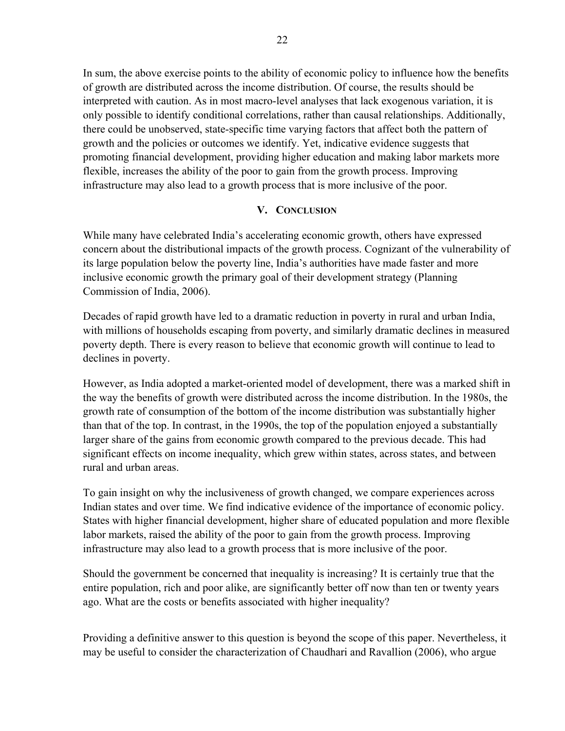In sum, the above exercise points to the ability of economic policy to influence how the benefits of growth are distributed across the income distribution. Of course, the results should be interpreted with caution. As in most macro-level analyses that lack exogenous variation, it is only possible to identify conditional correlations, rather than causal relationships. Additionally, there could be unobserved, state-specific time varying factors that affect both the pattern of growth and the policies or outcomes we identify. Yet, indicative evidence suggests that promoting financial development, providing higher education and making labor markets more flexible, increases the ability of the poor to gain from the growth process. Improving infrastructure may also lead to a growth process that is more inclusive of the poor.

## V. Conclusion

While many have celebrated India's accelerating economic growth, others have expressed concern about the distributional impacts of the growth process. Cognizant of the vulnerability of its large population below the poverty line, India's authorities have made faster and more inclusive economic growth the primary goal of their development strategy (Planning Commission of India, 2006).

Decades of rapid growth have led to a dramatic reduction in poverty in rural and urban India, with millions of households escaping from poverty, and similarly dramatic declines in measured poverty depth. There is every reason to believe that economic growth will continue to lead to declines in poverty.

However, as India adopted a market-oriented model of development, there was a marked shift in the way the benefits of growth were distributed across the income distribution. In the 1980s, the growth rate of consumption of the bottom of the income distribution was substantially higher than that of the top. In contrast, in the 1990s, the top of the population enjoyed a substantially larger share of the gains from economic growth compared to the previous decade. This had significant effects on income inequality, which grew within states, across states, and between rural and urban areas.

To gain insight on why the inclusiveness of growth changed, we compare experiences across Indian states and over time. We find indicative evidence of the importance of economic policy. States with higher financial development, higher share of educated population and more flexible labor markets, raised the ability of the poor to gain from the growth process. Improving infrastructure may also lead to a growth process that is more inclusive of the poor.

Should the government be concerned that inequality is increasing? It is certainly true that the entire population, rich and poor alike, are significantly better off now than ten or twenty years ago. What are the costs or benefits associated with higher inequality?

Providing a definitive answer to this question is beyond the scope of this paper. Nevertheless, it may be useful to consider the characterization of Chaudhari and Ravallion (2006), who argue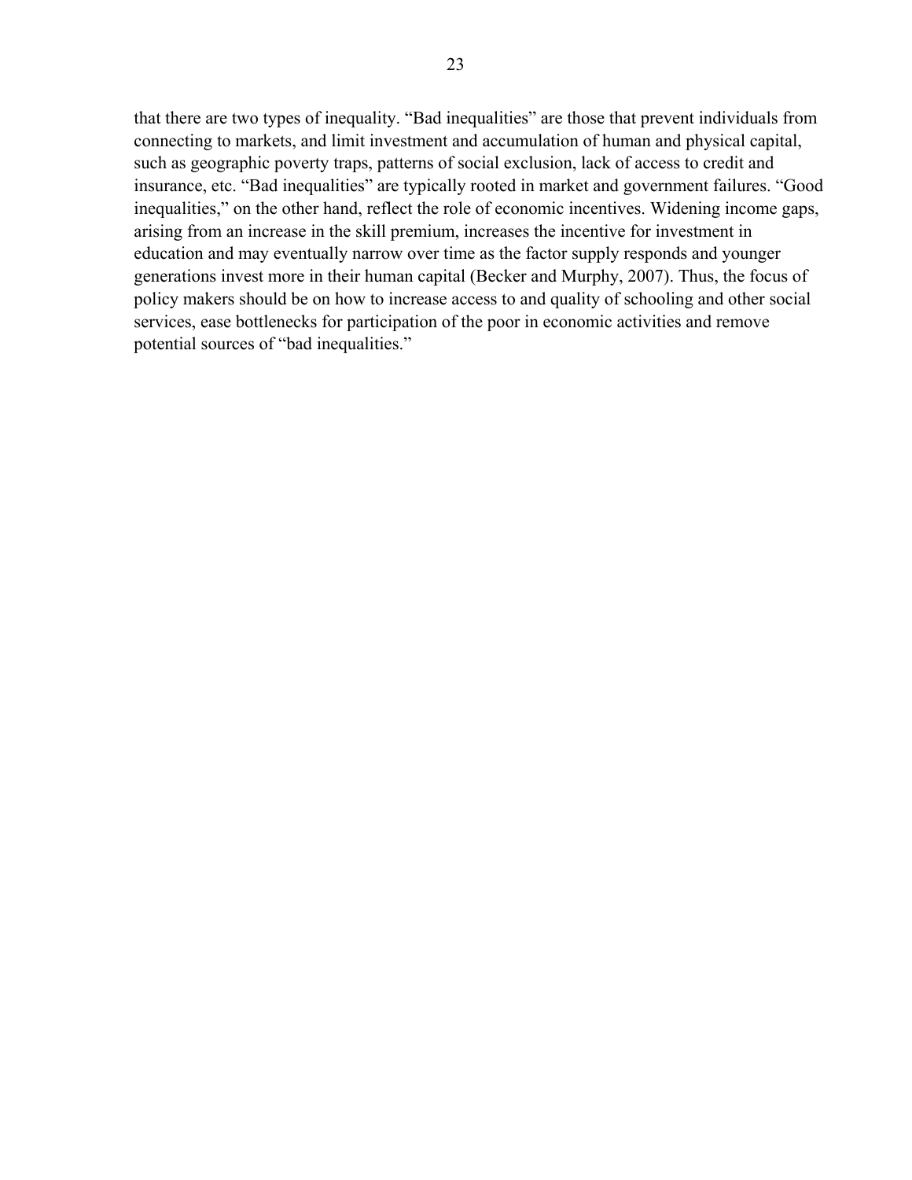that there are two types of inequality. “Bad inequalities” are those that prevent individuals from connecting to markets, and limit investment and accumulation of human and physical capital, such as geographic poverty traps, patterns of social exclusion, lack of access to credit and insurance, etc. “Bad inequalities” are typically rooted in market and government failures. “Good inequalities,” on the other hand, reflect the role of economic incentives. Widening income gaps, arising from an increase in the skill premium, increases the incentive for investment in education and may eventually narrow over time as the factor supply responds and younger generations invest more in their human capital (Becker and Murphy, 2007). Thus, the focus of policy makers should be on how to increase access to and quality of schooling and other social services, ease bottlenecks for participation of the poor in economic activities and remove potential sources of “bad inequalities.”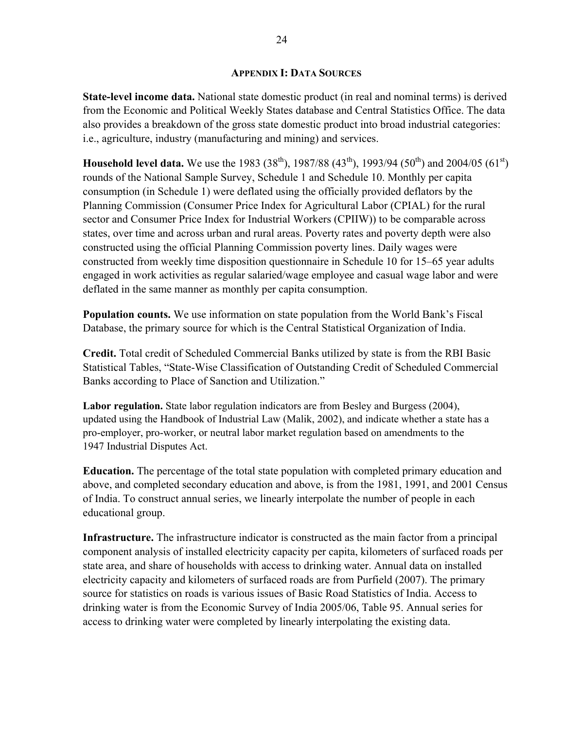## Appendix I: Data Sources

**State-level income data.** National state domestic product (in real and nominal terms) is derived from the Economic and Political Weekly States database and Central Statistics Office. The data also provides a breakdown of the gross state domestic product into broad industrial categories: i.e., agriculture, industry (manufacturing and mining) and services.

**Household level data.** We use the 1983 (38[th]), 1987/88 (43[th]), 1993/94 (50[th]) and 2004/05 (61[st]) rounds of the National Sample Survey, Schedule 1 and Schedule 10. Monthly per capita consumption (in Schedule 1) were deflated using the officially provided deflators by the Planning Commission (Consumer Price Index for Agricultural Labor (CPIAL) for the rural sector and Consumer Price Index for Industrial Workers (CPIIW)) to be comparable across states, over time and across urban and rural areas. Poverty rates and poverty depth were also constructed using the official Planning Commission poverty lines. Daily wages were constructed from weekly time disposition questionnaire in Schedule 10 for 15–65 year adults engaged in work activities as regular salaried/wage employee and casual wage labor and were deflated in the same manner as monthly per capita consumption.

**Population counts.** We use information on state population from the World Bank's Fiscal Database, the primary source for which is the Central Statistical Organization of India.

**Credit.** Total credit of Scheduled Commercial Banks utilized by state is from the RBI Basic Statistical Tables, "State-Wise Classification of Outstanding Credit of Scheduled Commercial Banks according to Place of Sanction and Utilization."

**Labor regulation.** State labor regulation indicators are from Besley and Burgess (2004), updated using the Handbook of Industrial Law (Malik, 2002), and indicate whether a state has a pro-employer, pro-worker, or neutral labor market regulation based on amendments to the 1947 Industrial Disputes Act.

**Education.** The percentage of the total state population with completed primary education and above, and completed secondary education and above, is from the 1981, 1991, and 2001 Census of India. To construct annual series, we linearly interpolate the number of people in each educational group.

**Infrastructure.** The infrastructure indicator is constructed as the main factor from a principal component analysis of installed electricity capacity per capita, kilometers of surfaced roads per state area, and share of households with access to drinking water. Annual data on installed electricity capacity and kilometers of surfaced roads are from Purfield (2007). The primary source for statistics on roads is various issues of Basic Road Statistics of India. Access to drinking water is from the Economic Survey of India 2005/06, Table 95. Annual series for access to drinking water were completed by linearly interpolating the existing data.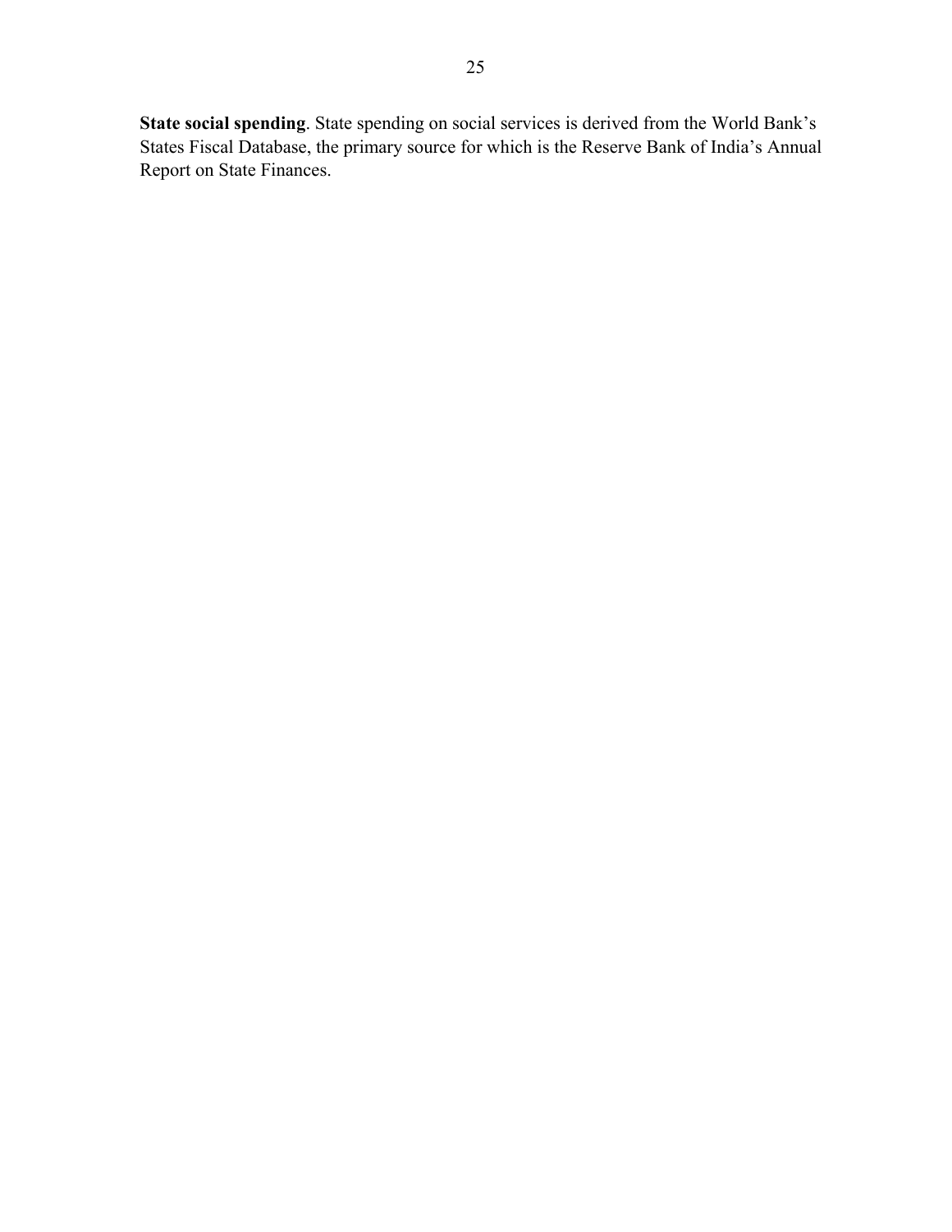**State social spending**. State spending on social services is derived from the World Bank's States Fiscal Database, the primary source for which is the Reserve Bank of India's Annual Report on State Finances.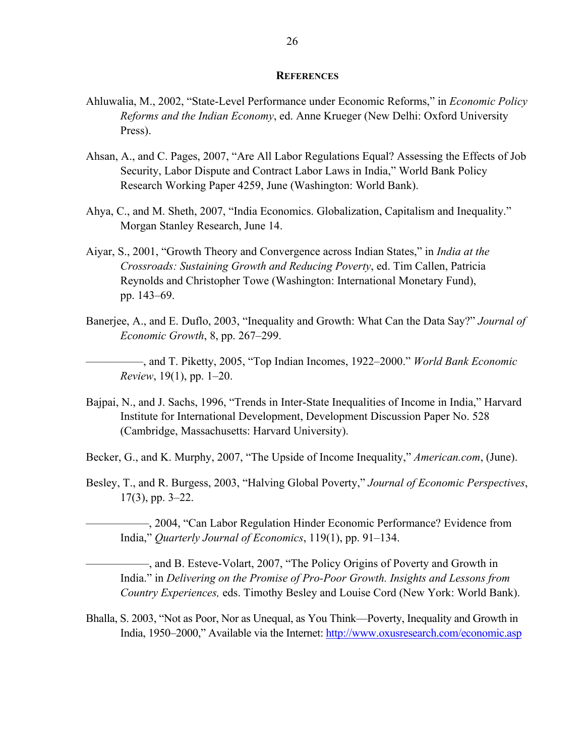## REFERENCES

Ahluwalia, M., 2002, "State-Level Performance under Economic Reforms," in *Economic Policy Reforms and the Indian Economy*, ed. Anne Krueger (New Delhi: Oxford University Press).

Ahsan, A., and C. Pages, 2007, "Are All Labor Regulations Equal? Assessing the Effects of Job Security, Labor Dispute and Contract Labor Laws in India," World Bank Policy Research Working Paper 4259, June (Washington: World Bank).

Ahya, C., and M. Sheth, 2007, "India Economics. Globalization, Capitalism and Inequality." Morgan Stanley Research, June 14.

Aiyar, S., 2001, "Growth Theory and Convergence across Indian States," in *India at the Crossroads: Sustaining Growth and Reducing Poverty*, ed. Tim Callen, Patricia Reynolds and Christopher Towe (Washington: International Monetary Fund), pp. 143–69.

Banerjee, A., and E. Duflo, 2003, "Inequality and Growth: What Can the Data Say?" *Journal of Economic Growth*, 8, pp. 267–299.

——————, and T. Piketty, 2005, "Top Indian Incomes, 1922–2000." *World Bank Economic Review*, 19(1), pp. 1–20.

Bajpai, N., and J. Sachs, 1996, "Trends in Inter-State Inequalities of Income in India," Harvard Institute for International Development, Development Discussion Paper No. 528 (Cambridge, Massachusetts: Harvard University).

Becker, G., and K. Murphy, 2007, "The Upside of Income Inequality," *American.com*, (June).

Besley, T., and R. Burgess, 2003, "Halving Global Poverty," *Journal of Economic Perspectives*, 17(3), pp. 3–22.

———————, 2004, "Can Labor Regulation Hinder Economic Performance? Evidence from India," *Quarterly Journal of Economics*, 119(1), pp. 91–134.

———————, and B. Esteve-Volart, 2007, "The Policy Origins of Poverty and Growth in India." in *Delivering on the Promise of Pro-Poor Growth. Insights and Lessons from Country Experiences,* eds. Timothy Besley and Louise Cord (New York: World Bank).

Bhalla, S. 2003, "Not as Poor, Nor as Unequal, as You Think—Poverty, Inequality and Growth in India, 1950–2000," Available via the Internet: http://www.oxusresearch.com/economic.asp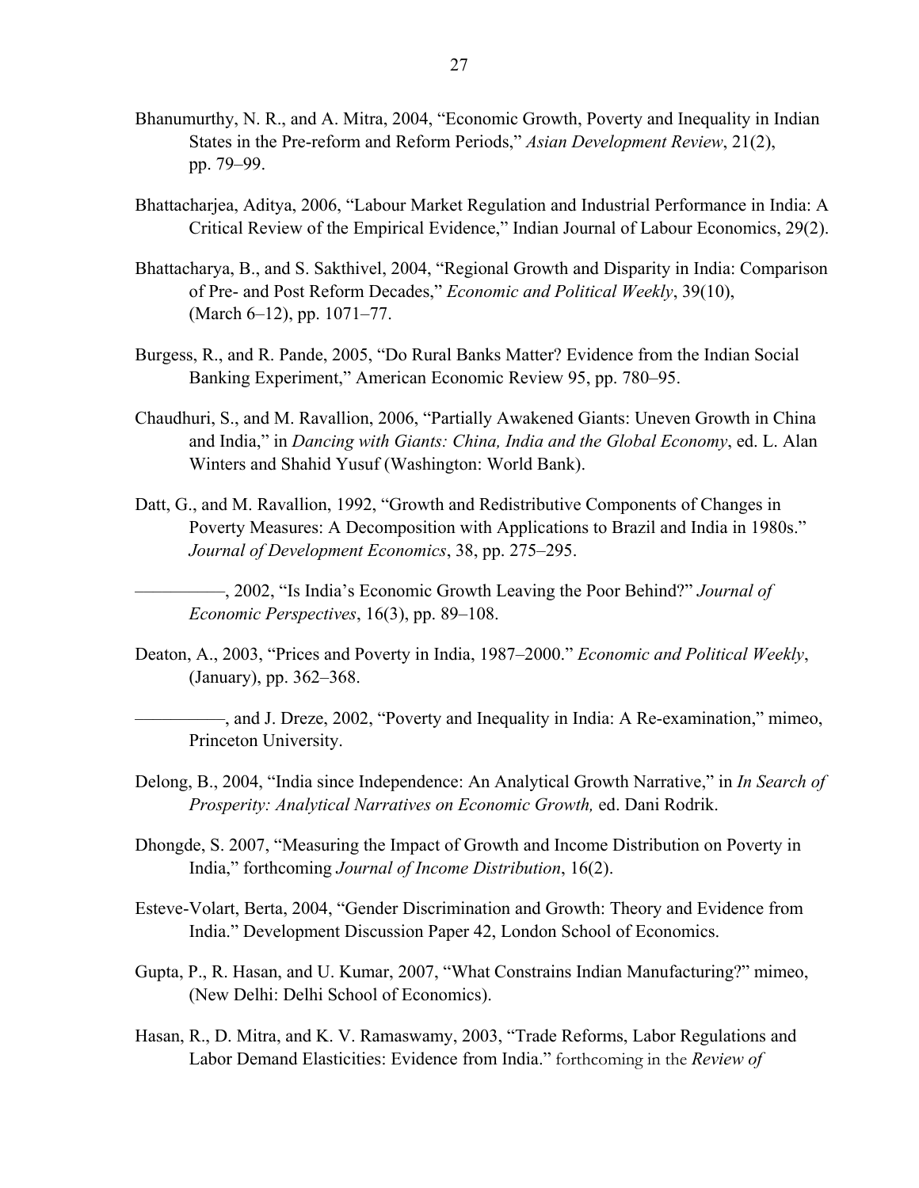Bhanumurthy, N. R., and A. Mitra, 2004, "Economic Growth, Poverty and Inequality in Indian States in the Pre-reform and Reform Periods," *Asian Development Review*, 21(2), pp. 79–99.

Bhattacharjea, Aditya, 2006, "Labour Market Regulation and Industrial Performance in India: A Critical Review of the Empirical Evidence," Indian Journal of Labour Economics, 29(2).

Bhattacharya, B., and S. Sakthivel, 2004, "Regional Growth and Disparity in India: Comparison of Pre- and Post Reform Decades," *Economic and Political Weekly*, 39(10), (March 6–12), pp. 1071–77.

Burgess, R., and R. Pande, 2005, "Do Rural Banks Matter? Evidence from the Indian Social Banking Experiment," American Economic Review 95, pp. 780–95.

Chaudhuri, S., and M. Ravallion, 2006, "Partially Awakened Giants: Uneven Growth in China and India," in *Dancing with Giants: China, India and the Global Economy*, ed. L. Alan Winters and Shahid Yusuf (Washington: World Bank).

Datt, G., and M. Ravallion, 1992, "Growth and Redistributive Components of Changes in Poverty Measures: A Decomposition with Applications to Brazil and India in 1980s." *Journal of Development Economics*, 38, pp. 275–295.

——————, 2002, "Is India's Economic Growth Leaving the Poor Behind?" *Journal of Economic Perspectives*, 16(3), pp. 89–108.

Deaton, A., 2003, "Prices and Poverty in India, 1987–2000." *Economic and Political Weekly*, (January), pp. 362–368.

——————, and J. Dreze, 2002, "Poverty and Inequality in India: A Re-examination," mimeo, Princeton University.

Delong, B., 2004, "India since Independence: An Analytical Growth Narrative," in *In Search of Prosperity: Analytical Narratives on Economic Growth,* ed. Dani Rodrik.

Dhongde, S. 2007, "Measuring the Impact of Growth and Income Distribution on Poverty in India," forthcoming *Journal of Income Distribution*, 16(2).

Esteve-Volart, Berta, 2004, "Gender Discrimination and Growth: Theory and Evidence from India." Development Discussion Paper 42, London School of Economics.

Gupta, P., R. Hasan, and U. Kumar, 2007, "What Constrains Indian Manufacturing?" mimeo, (New Delhi: Delhi School of Economics).

Hasan, R., D. Mitra, and K. V. Ramaswamy, 2003, "Trade Reforms, Labor Regulations and Labor Demand Elasticities: Evidence from India." forthcoming in the *Review of*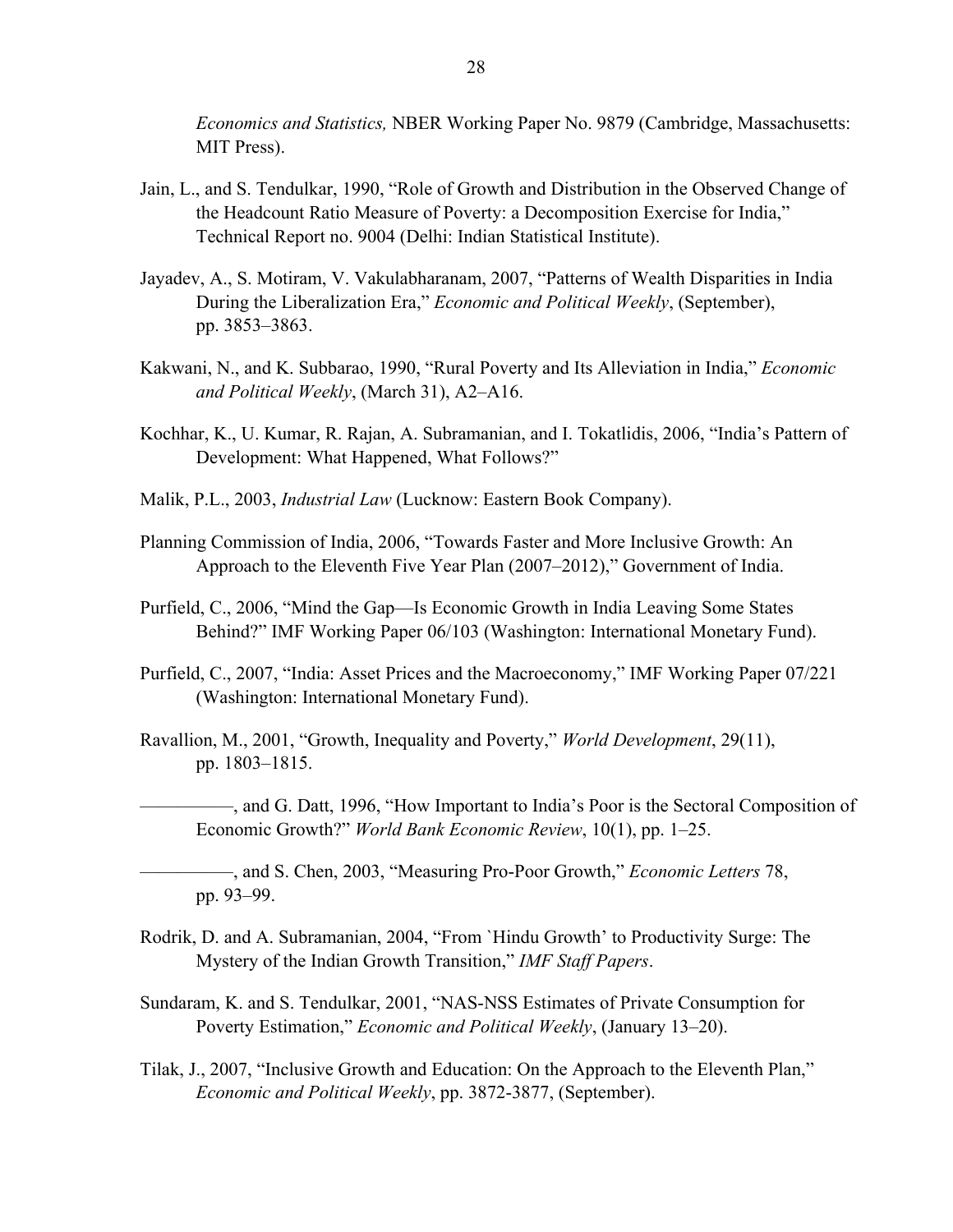*Economics and Statistics,* NBER Working Paper No. 9879 (Cambridge, Massachusetts: MIT Press).

Jain, L., and S. Tendulkar, 1990, "Role of Growth and Distribution in the Observed Change of the Headcount Ratio Measure of Poverty: a Decomposition Exercise for India," Technical Report no. 9004 (Delhi: Indian Statistical Institute).

Jayadev, A., S. Motiram, V. Vakulabharanam, 2007, "Patterns of Wealth Disparities in India During the Liberalization Era," *Economic and Political Weekly*, (September), pp. 3853–3863.

Kakwani, N., and K. Subbarao, 1990, "Rural Poverty and Its Alleviation in India," *Economic and Political Weekly*, (March 31), A2–A16.

Kochhar, K., U. Kumar, R. Rajan, A. Subramanian, and I. Tokatlidis, 2006, "India's Pattern of Development: What Happened, What Follows?"

Malik, P.L., 2003, *Industrial Law* (Lucknow: Eastern Book Company).

Planning Commission of India, 2006, "Towards Faster and More Inclusive Growth: An Approach to the Eleventh Five Year Plan (2007–2012)," Government of India.

Purfield, C., 2006, "Mind the Gap—Is Economic Growth in India Leaving Some States Behind?" IMF Working Paper 06/103 (Washington: International Monetary Fund).

Purfield, C., 2007, "India: Asset Prices and the Macroeconomy," IMF Working Paper 07/221 (Washington: International Monetary Fund).

Ravallion, M., 2001, "Growth, Inequality and Poverty," *World Development*, 29(11), pp. 1803–1815.

——————, and G. Datt, 1996, "How Important to India's Poor is the Sectoral Composition of Economic Growth?" *World Bank Economic Review*, 10(1), pp. 1–25.

——————, and S. Chen, 2003, "Measuring Pro-Poor Growth," *Economic Letters* 78, pp. 93–99.

Rodrik, D. and A. Subramanian, 2004, "From `Hindu Growth' to Productivity Surge: The Mystery of the Indian Growth Transition," *IMF Staff Papers*.

Sundaram, K. and S. Tendulkar, 2001, "NAS-NSS Estimates of Private Consumption for Poverty Estimation," *Economic and Political Weekly*, (January 13–20).

Tilak, J., 2007, "Inclusive Growth and Education: On the Approach to the Eleventh Plan," *Economic and Political Weekly*, pp. 3872-3877, (September).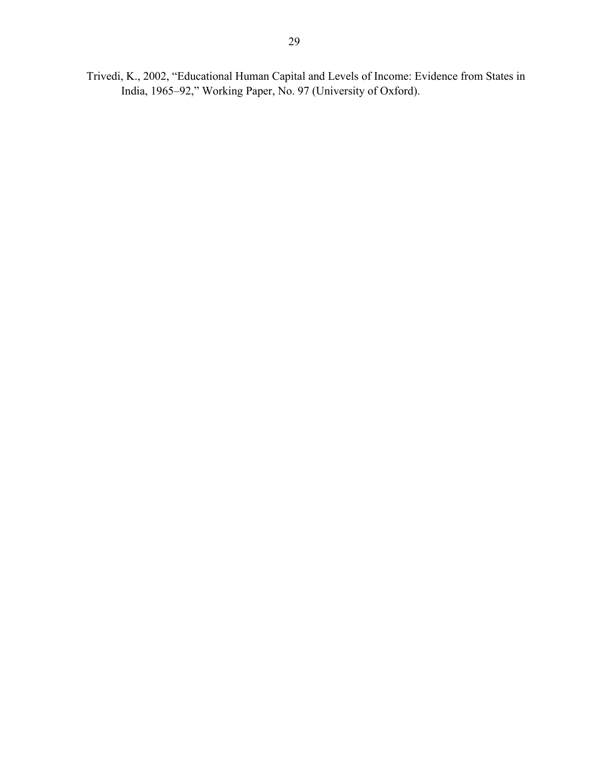Trivedi, K., 2002, “Educational Human Capital and Levels of Income: Evidence from States in India, 1965–92,” Working Paper, No. 97 (University of Oxford).